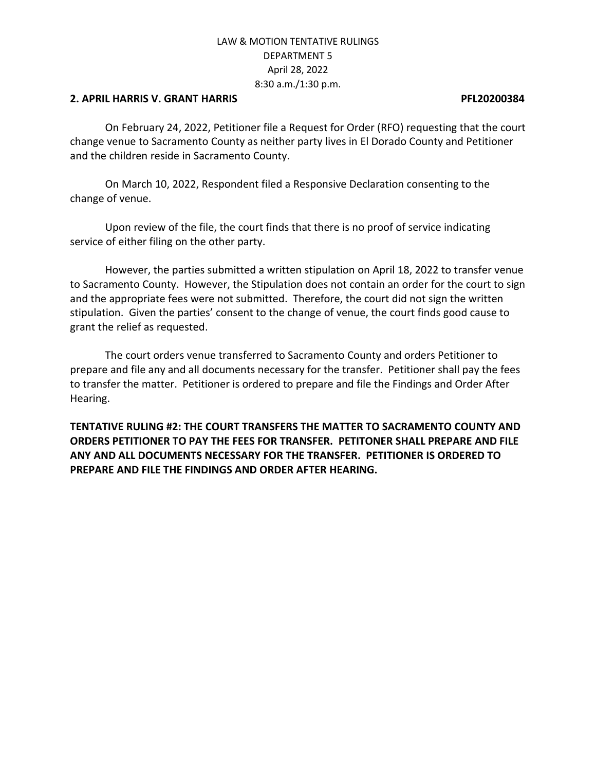LAW & MOTION TENTATIVE RULINGS
DEPARTMENT 5
April 28, 2022
8:30 a.m./1:30 p.m.

**2. APRIL HARRIS V. GRANT HARRIS PFL20200384**

On February 24, 2022, Petitioner file a Request for Order (RFO) requesting that the court change venue to Sacramento County as neither party lives in El Dorado County and Petitioner and the children reside in Sacramento County.

On March 10, 2022, Respondent filed a Responsive Declaration consenting to the change of venue.

Upon review of the file, the court finds that there is no proof of service indicating service of either filing on the other party.

However, the parties submitted a written stipulation on April 18, 2022 to transfer venue to Sacramento County. However, the Stipulation does not contain an order for the court to sign and the appropriate fees were not submitted. Therefore, the court did not sign the written stipulation. Given the parties' consent to the change of venue, the court finds good cause to grant the relief as requested.

The court orders venue transferred to Sacramento County and orders Petitioner to prepare and file any and all documents necessary for the transfer. Petitioner shall pay the fees to transfer the matter. Petitioner is ordered to prepare and file the Findings and Order After Hearing.

**TENTATIVE RULING #2: THE COURT TRANSFERS THE MATTER TO SACRAMENTO COUNTY AND ORDERS PETITIONER TO PAY THE FEES FOR TRANSFER. PETITONER SHALL PREPARE AND FILE ANY AND ALL DOCUMENTS NECESSARY FOR THE TRANSFER. PETITIONER IS ORDERED TO PREPARE AND FILE THE FINDINGS AND ORDER AFTER HEARING.**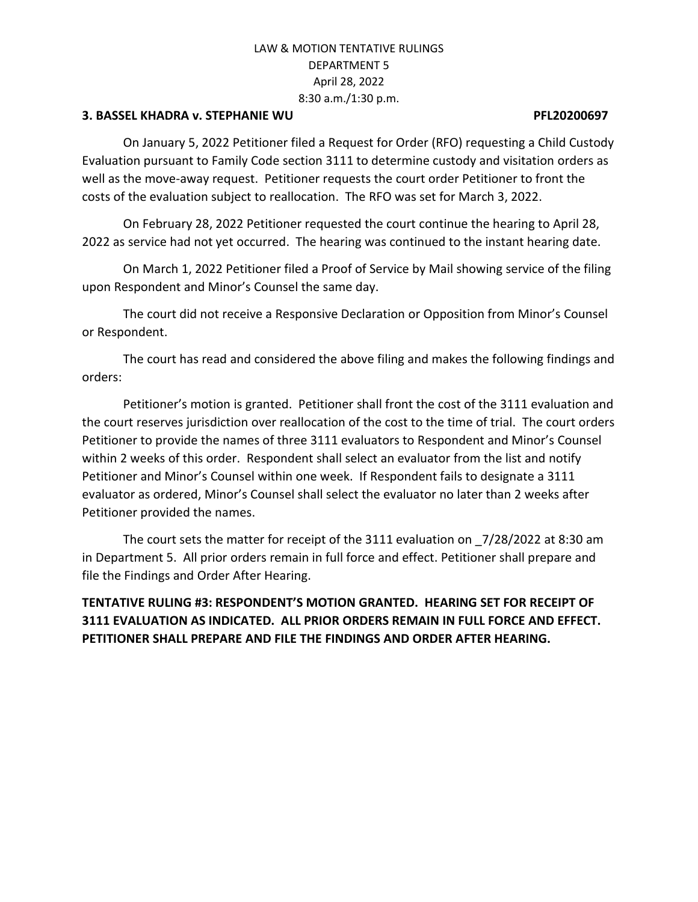**3. BASSEL KHADRA v. STEPHANIE WU PFL20200697**

On January 5, 2022 Petitioner filed a Request for Order (RFO) requesting a Child Custody Evaluation pursuant to Family Code section 3111 to determine custody and visitation orders as well as the move-away request. Petitioner requests the court order Petitioner to front the costs of the evaluation subject to reallocation. The RFO was set for March 3, 2022.

On February 28, 2022 Petitioner requested the court continue the hearing to April 28, 2022 as service had not yet occurred. The hearing was continued to the instant hearing date.

On March 1, 2022 Petitioner filed a Proof of Service by Mail showing service of the filing upon Respondent and Minor's Counsel the same day.

The court did not receive a Responsive Declaration or Opposition from Minor's Counsel or Respondent.

The court has read and considered the above filing and makes the following findings and orders:

Petitioner's motion is granted. Petitioner shall front the cost of the 3111 evaluation and the court reserves jurisdiction over reallocation of the cost to the time of trial. The court orders Petitioner to provide the names of three 3111 evaluators to Respondent and Minor's Counsel within 2 weeks of this order. Respondent shall select an evaluator from the list and notify Petitioner and Minor's Counsel within one week. If Respondent fails to designate a 3111 evaluator as ordered, Minor's Counsel shall select the evaluator no later than 2 weeks after Petitioner provided the names.

The court sets the matter for receipt of the 3111 evaluation on _7/28/2022 at 8:30 am in Department 5. All prior orders remain in full force and effect. Petitioner shall prepare and file the Findings and Order After Hearing.

**TENTATIVE RULING #3: RESPONDENT'S MOTION GRANTED. HEARING SET FOR RECEIPT OF 3111 EVALUATION AS INDICATED. ALL PRIOR ORDERS REMAIN IN FULL FORCE AND EFFECT. PETITIONER SHALL PREPARE AND FILE THE FINDINGS AND ORDER AFTER HEARING.**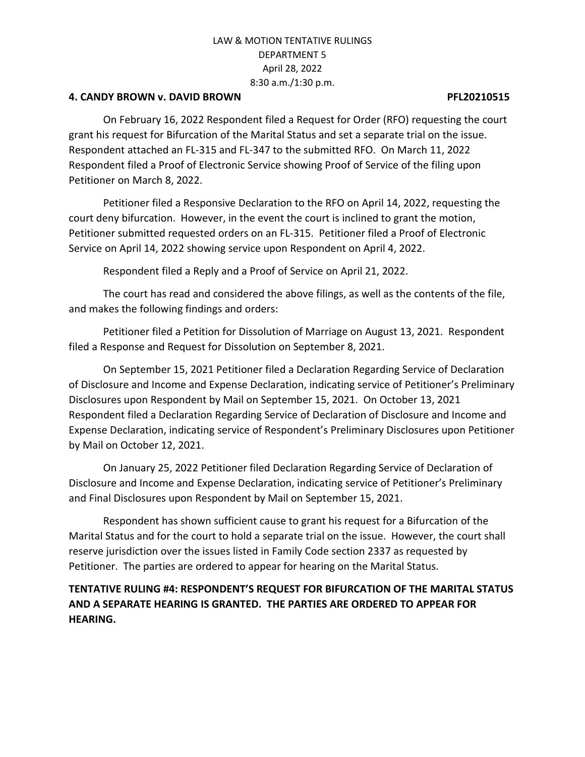LAW & MOTION TENTATIVE RULINGS
DEPARTMENT 5
April 28, 2022
8:30 a.m./1:30 p.m.

**4. CANDY BROWN v. DAVID BROWN PFL20210515**

On February 16, 2022 Respondent filed a Request for Order (RFO) requesting the court grant his request for Bifurcation of the Marital Status and set a separate trial on the issue. Respondent attached an FL-315 and FL-347 to the submitted RFO. On March 11, 2022 Respondent filed a Proof of Electronic Service showing Proof of Service of the filing upon Petitioner on March 8, 2022.

Petitioner filed a Responsive Declaration to the RFO on April 14, 2022, requesting the court deny bifurcation. However, in the event the court is inclined to grant the motion, Petitioner submitted requested orders on an FL-315. Petitioner filed a Proof of Electronic Service on April 14, 2022 showing service upon Respondent on April 4, 2022.

Respondent filed a Reply and a Proof of Service on April 21, 2022.

The court has read and considered the above filings, as well as the contents of the file, and makes the following findings and orders:

Petitioner filed a Petition for Dissolution of Marriage on August 13, 2021. Respondent filed a Response and Request for Dissolution on September 8, 2021.

On September 15, 2021 Petitioner filed a Declaration Regarding Service of Declaration of Disclosure and Income and Expense Declaration, indicating service of Petitioner's Preliminary Disclosures upon Respondent by Mail on September 15, 2021. On October 13, 2021 Respondent filed a Declaration Regarding Service of Declaration of Disclosure and Income and Expense Declaration, indicating service of Respondent's Preliminary Disclosures upon Petitioner by Mail on October 12, 2021.

On January 25, 2022 Petitioner filed Declaration Regarding Service of Declaration of Disclosure and Income and Expense Declaration, indicating service of Petitioner's Preliminary and Final Disclosures upon Respondent by Mail on September 15, 2021.

Respondent has shown sufficient cause to grant his request for a Bifurcation of the Marital Status and for the court to hold a separate trial on the issue. However, the court shall reserve jurisdiction over the issues listed in Family Code section 2337 as requested by Petitioner. The parties are ordered to appear for hearing on the Marital Status.

**TENTATIVE RULING #4: RESPONDENT'S REQUEST FOR BIFURCATION OF THE MARITAL STATUS AND A SEPARATE HEARING IS GRANTED. THE PARTIES ARE ORDERED TO APPEAR FOR HEARING.**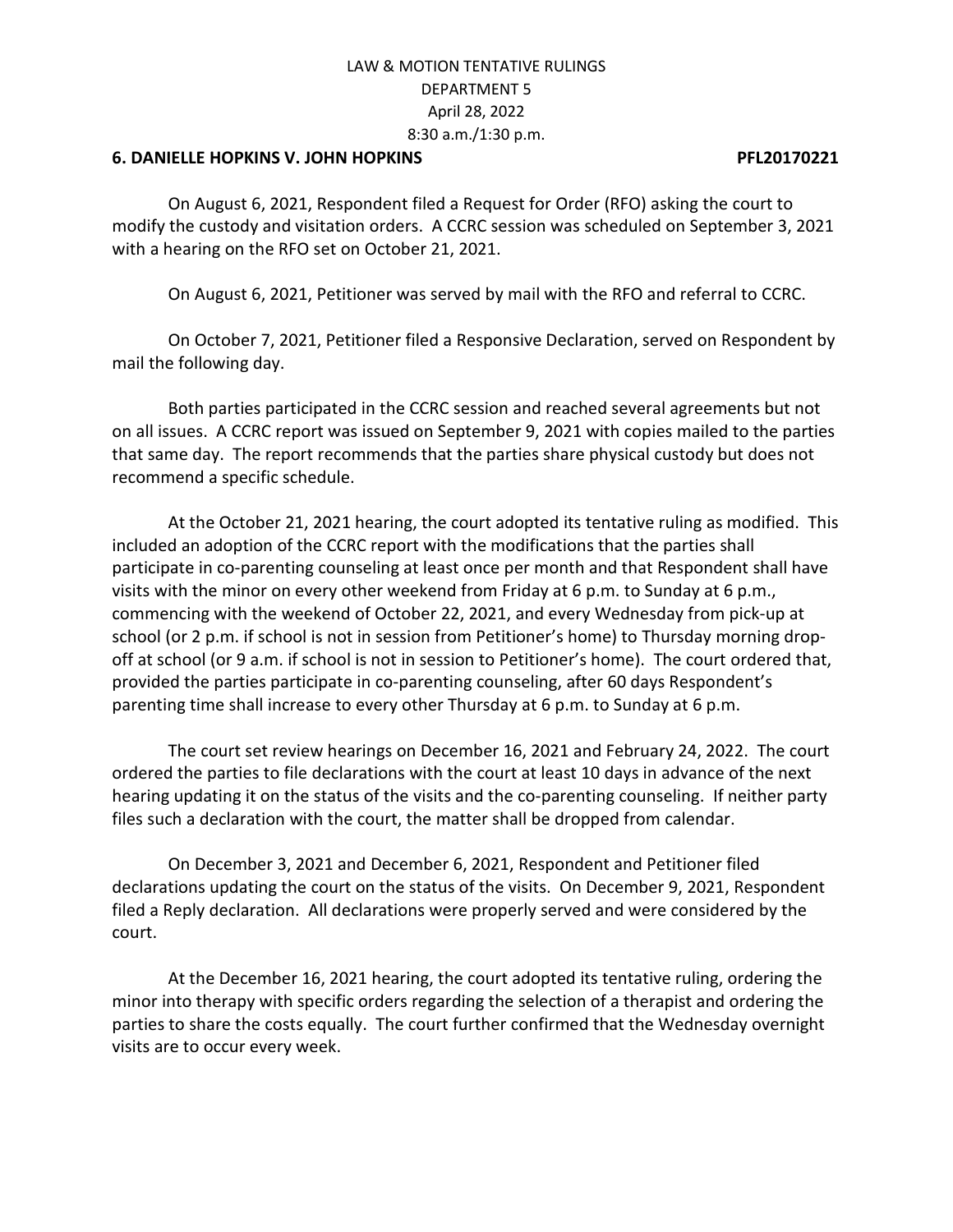LAW & MOTION TENTATIVE RULINGS
DEPARTMENT 5
April 28, 2022
8:30 a.m./1:30 p.m.

**6. DANIELLE HOPKINS V. JOHN HOPKINS PFL20170221**

On August 6, 2021, Respondent filed a Request for Order (RFO) asking the court to modify the custody and visitation orders. A CCRC session was scheduled on September 3, 2021 with a hearing on the RFO set on October 21, 2021.

On August 6, 2021, Petitioner was served by mail with the RFO and referral to CCRC.

On October 7, 2021, Petitioner filed a Responsive Declaration, served on Respondent by mail the following day.

Both parties participated in the CCRC session and reached several agreements but not on all issues. A CCRC report was issued on September 9, 2021 with copies mailed to the parties that same day. The report recommends that the parties share physical custody but does not recommend a specific schedule.

At the October 21, 2021 hearing, the court adopted its tentative ruling as modified. This included an adoption of the CCRC report with the modifications that the parties shall participate in co-parenting counseling at least once per month and that Respondent shall have visits with the minor on every other weekend from Friday at 6 p.m. to Sunday at 6 p.m., commencing with the weekend of October 22, 2021, and every Wednesday from pick-up at school (or 2 p.m. if school is not in session from Petitioner's home) to Thursday morning drop-off at school (or 9 a.m. if school is not in session to Petitioner's home). The court ordered that, provided the parties participate in co-parenting counseling, after 60 days Respondent's parenting time shall increase to every other Thursday at 6 p.m. to Sunday at 6 p.m.

The court set review hearings on December 16, 2021 and February 24, 2022. The court ordered the parties to file declarations with the court at least 10 days in advance of the next hearing updating it on the status of the visits and the co-parenting counseling. If neither party files such a declaration with the court, the matter shall be dropped from calendar.

On December 3, 2021 and December 6, 2021, Respondent and Petitioner filed declarations updating the court on the status of the visits. On December 9, 2021, Respondent filed a Reply declaration. All declarations were properly served and were considered by the court.

At the December 16, 2021 hearing, the court adopted its tentative ruling, ordering the minor into therapy with specific orders regarding the selection of a therapist and ordering the parties to share the costs equally. The court further confirmed that the Wednesday overnight visits are to occur every week.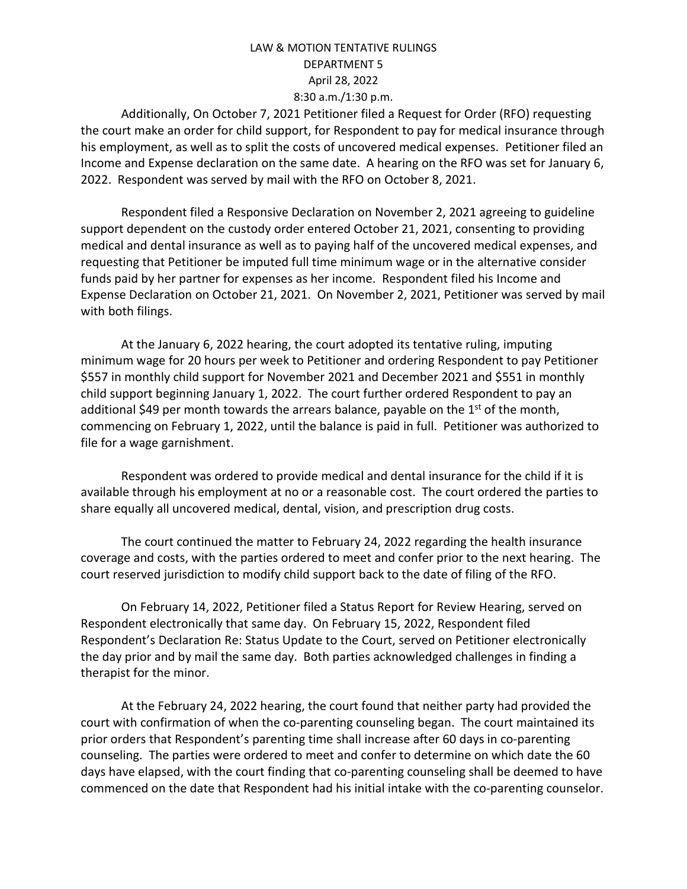Additionally, On October 7, 2021 Petitioner filed a Request for Order (RFO) requesting the court make an order for child support, for Respondent to pay for medical insurance through his employment, as well as to split the costs of uncovered medical expenses. Petitioner filed an Income and Expense declaration on the same date. A hearing on the RFO was set for January 6, 2022. Respondent was served by mail with the RFO on October 8, 2021.

Respondent filed a Responsive Declaration on November 2, 2021 agreeing to guideline support dependent on the custody order entered October 21, 2021, consenting to providing medical and dental insurance as well as to paying half of the uncovered medical expenses, and requesting that Petitioner be imputed full time minimum wage or in the alternative consider funds paid by her partner for expenses as her income. Respondent filed his Income and Expense Declaration on October 21, 2021. On November 2, 2021, Petitioner was served by mail with both filings.

At the January 6, 2022 hearing, the court adopted its tentative ruling, imputing minimum wage for 20 hours per week to Petitioner and ordering Respondent to pay Petitioner $557 in monthly child support for November 2021 and December 2021 and $551 in monthly child support beginning January 1, 2022. The court further ordered Respondent to pay an additional $49 per month towards the arrears balance, payable on the 1st of the month, commencing on February 1, 2022, until the balance is paid in full. Petitioner was authorized to file for a wage garnishment.

Respondent was ordered to provide medical and dental insurance for the child if it is available through his employment at no or a reasonable cost. The court ordered the parties to share equally all uncovered medical, dental, vision, and prescription drug costs.

The court continued the matter to February 24, 2022 regarding the health insurance coverage and costs, with the parties ordered to meet and confer prior to the next hearing. The court reserved jurisdiction to modify child support back to the date of filing of the RFO.

On February 14, 2022, Petitioner filed a Status Report for Review Hearing, served on Respondent electronically that same day. On February 15, 2022, Respondent filed Respondent's Declaration Re: Status Update to the Court, served on Petitioner electronically the day prior and by mail the same day. Both parties acknowledged challenges in finding a therapist for the minor.

At the February 24, 2022 hearing, the court found that neither party had provided the court with confirmation of when the co-parenting counseling began. The court maintained its prior orders that Respondent's parenting time shall increase after 60 days in co-parenting counseling. The parties were ordered to meet and confer to determine on which date the 60 days have elapsed, with the court finding that co-parenting counseling shall be deemed to have commenced on the date that Respondent had his initial intake with the co-parenting counselor.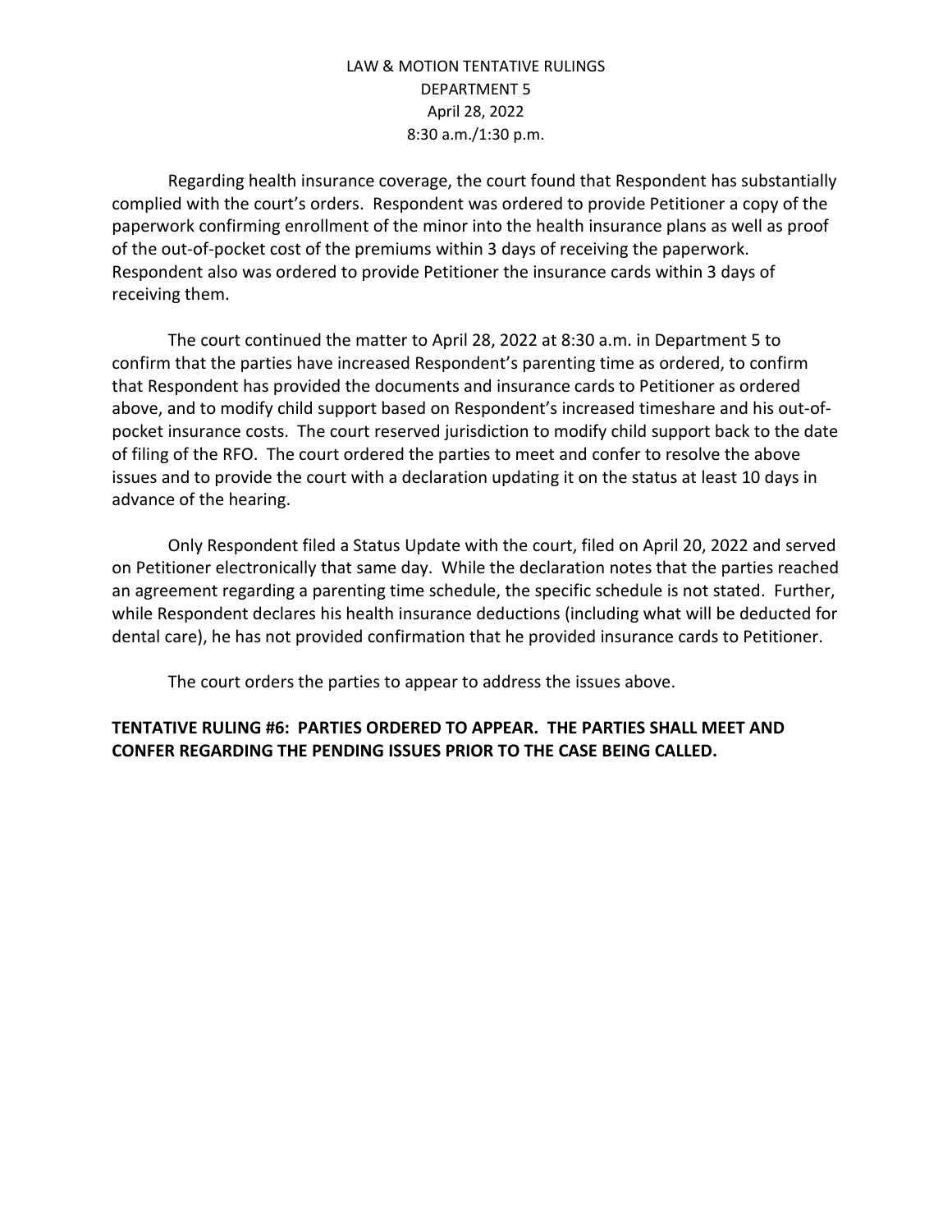Regarding health insurance coverage, the court found that Respondent has substantially complied with the court's orders. Respondent was ordered to provide Petitioner a copy of the paperwork confirming enrollment of the minor into the health insurance plans as well as proof of the out-of-pocket cost of the premiums within 3 days of receiving the paperwork. Respondent also was ordered to provide Petitioner the insurance cards within 3 days of receiving them.

The court continued the matter to April 28, 2022 at 8:30 a.m. in Department 5 to confirm that the parties have increased Respondent's parenting time as ordered, to confirm that Respondent has provided the documents and insurance cards to Petitioner as ordered above, and to modify child support based on Respondent's increased timeshare and his out-of-pocket insurance costs. The court reserved jurisdiction to modify child support back to the date of filing of the RFO. The court ordered the parties to meet and confer to resolve the above issues and to provide the court with a declaration updating it on the status at least 10 days in advance of the hearing.

Only Respondent filed a Status Update with the court, filed on April 20, 2022 and served on Petitioner electronically that same day. While the declaration notes that the parties reached an agreement regarding a parenting time schedule, the specific schedule is not stated. Further, while Respondent declares his health insurance deductions (including what will be deducted for dental care), he has not provided confirmation that he provided insurance cards to Petitioner.

The court orders the parties to appear to address the issues above.

**TENTATIVE RULING #6: PARTIES ORDERED TO APPEAR. THE PARTIES SHALL MEET AND CONFER REGARDING THE PENDING ISSUES PRIOR TO THE CASE BEING CALLED.**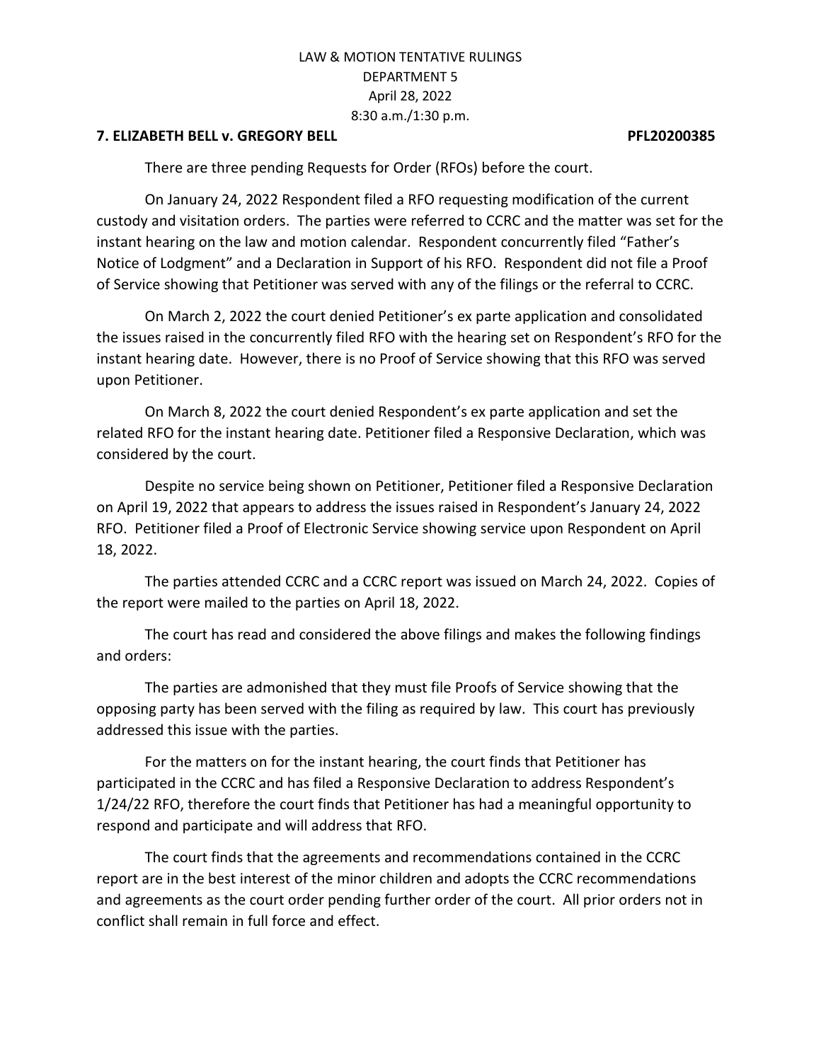LAW & MOTION TENTATIVE RULINGS
DEPARTMENT 5
April 28, 2022
8:30 a.m./1:30 p.m.

**7. ELIZABETH BELL v. GREGORY BELL PFL20200385**

There are three pending Requests for Order (RFOs) before the court.

On January 24, 2022 Respondent filed a RFO requesting modification of the current custody and visitation orders. The parties were referred to CCRC and the matter was set for the instant hearing on the law and motion calendar. Respondent concurrently filed "Father's Notice of Lodgment" and a Declaration in Support of his RFO. Respondent did not file a Proof of Service showing that Petitioner was served with any of the filings or the referral to CCRC.

On March 2, 2022 the court denied Petitioner's ex parte application and consolidated the issues raised in the concurrently filed RFO with the hearing set on Respondent's RFO for the instant hearing date. However, there is no Proof of Service showing that this RFO was served upon Petitioner.

On March 8, 2022 the court denied Respondent's ex parte application and set the related RFO for the instant hearing date. Petitioner filed a Responsive Declaration, which was considered by the court.

Despite no service being shown on Petitioner, Petitioner filed a Responsive Declaration on April 19, 2022 that appears to address the issues raised in Respondent's January 24, 2022 RFO. Petitioner filed a Proof of Electronic Service showing service upon Respondent on April 18, 2022.

The parties attended CCRC and a CCRC report was issued on March 24, 2022. Copies of the report were mailed to the parties on April 18, 2022.

The court has read and considered the above filings and makes the following findings and orders:

The parties are admonished that they must file Proofs of Service showing that the opposing party has been served with the filing as required by law. This court has previously addressed this issue with the parties.

For the matters on for the instant hearing, the court finds that Petitioner has participated in the CCRC and has filed a Responsive Declaration to address Respondent's 1/24/22 RFO, therefore the court finds that Petitioner has had a meaningful opportunity to respond and participate and will address that RFO.

The court finds that the agreements and recommendations contained in the CCRC report are in the best interest of the minor children and adopts the CCRC recommendations and agreements as the court order pending further order of the court. All prior orders not in conflict shall remain in full force and effect.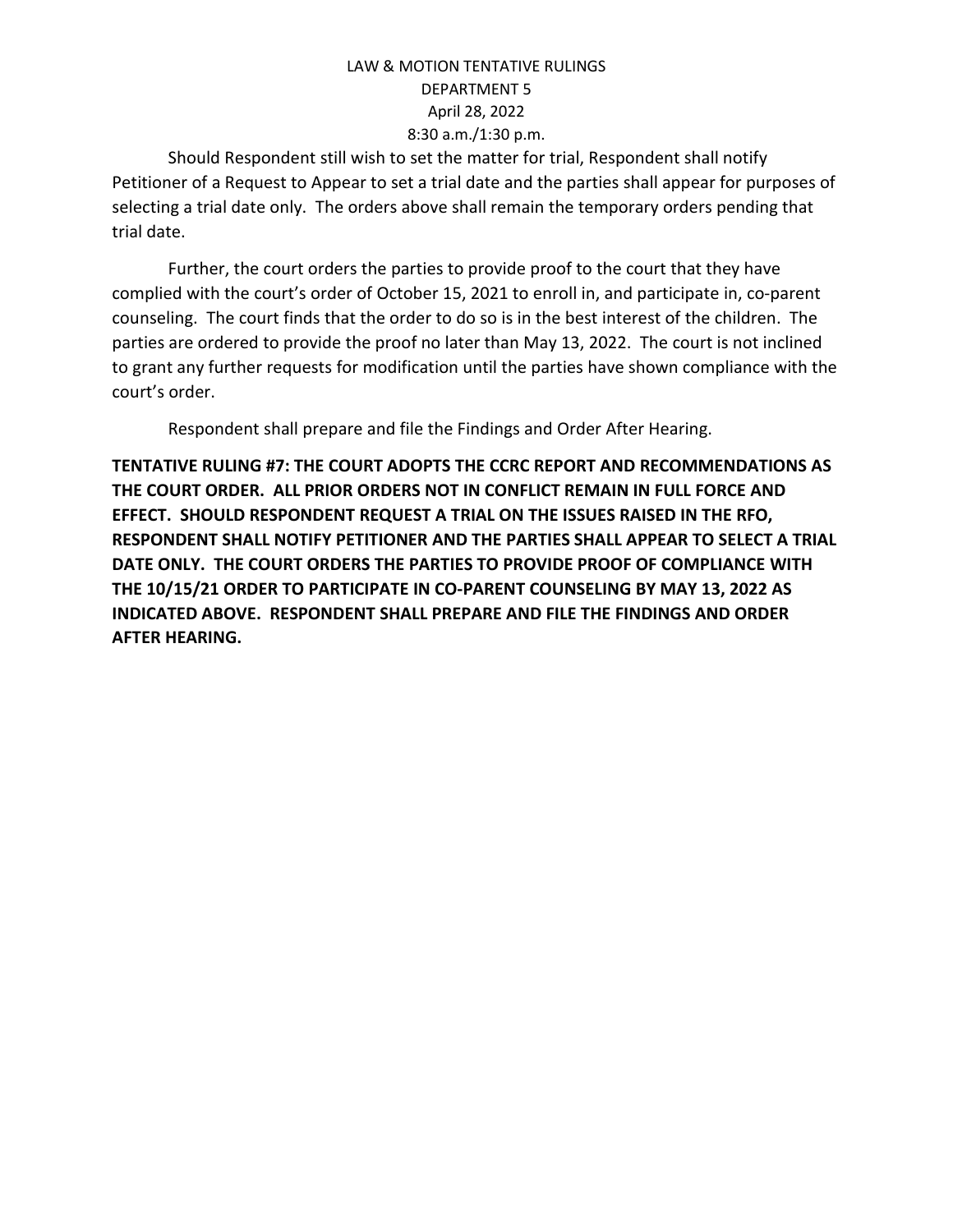Should Respondent still wish to set the matter for trial, Respondent shall notify Petitioner of a Request to Appear to set a trial date and the parties shall appear for purposes of selecting a trial date only. The orders above shall remain the temporary orders pending that trial date.

Further, the court orders the parties to provide proof to the court that they have complied with the court's order of October 15, 2021 to enroll in, and participate in, co-parent counseling. The court finds that the order to do so is in the best interest of the children. The parties are ordered to provide the proof no later than May 13, 2022. The court is not inclined to grant any further requests for modification until the parties have shown compliance with the court's order.

Respondent shall prepare and file the Findings and Order After Hearing.

**TENTATIVE RULING #7: THE COURT ADOPTS THE CCRC REPORT AND RECOMMENDATIONS AS THE COURT ORDER. ALL PRIOR ORDERS NOT IN CONFLICT REMAIN IN FULL FORCE AND EFFECT. SHOULD RESPONDENT REQUEST A TRIAL ON THE ISSUES RAISED IN THE RFO, RESPONDENT SHALL NOTIFY PETITIONER AND THE PARTIES SHALL APPEAR TO SELECT A TRIAL DATE ONLY. THE COURT ORDERS THE PARTIES TO PROVIDE PROOF OF COMPLIANCE WITH THE 10/15/21 ORDER TO PARTICIPATE IN CO-PARENT COUNSELING BY MAY 13, 2022 AS INDICATED ABOVE. RESPONDENT SHALL PREPARE AND FILE THE FINDINGS AND ORDER AFTER HEARING.**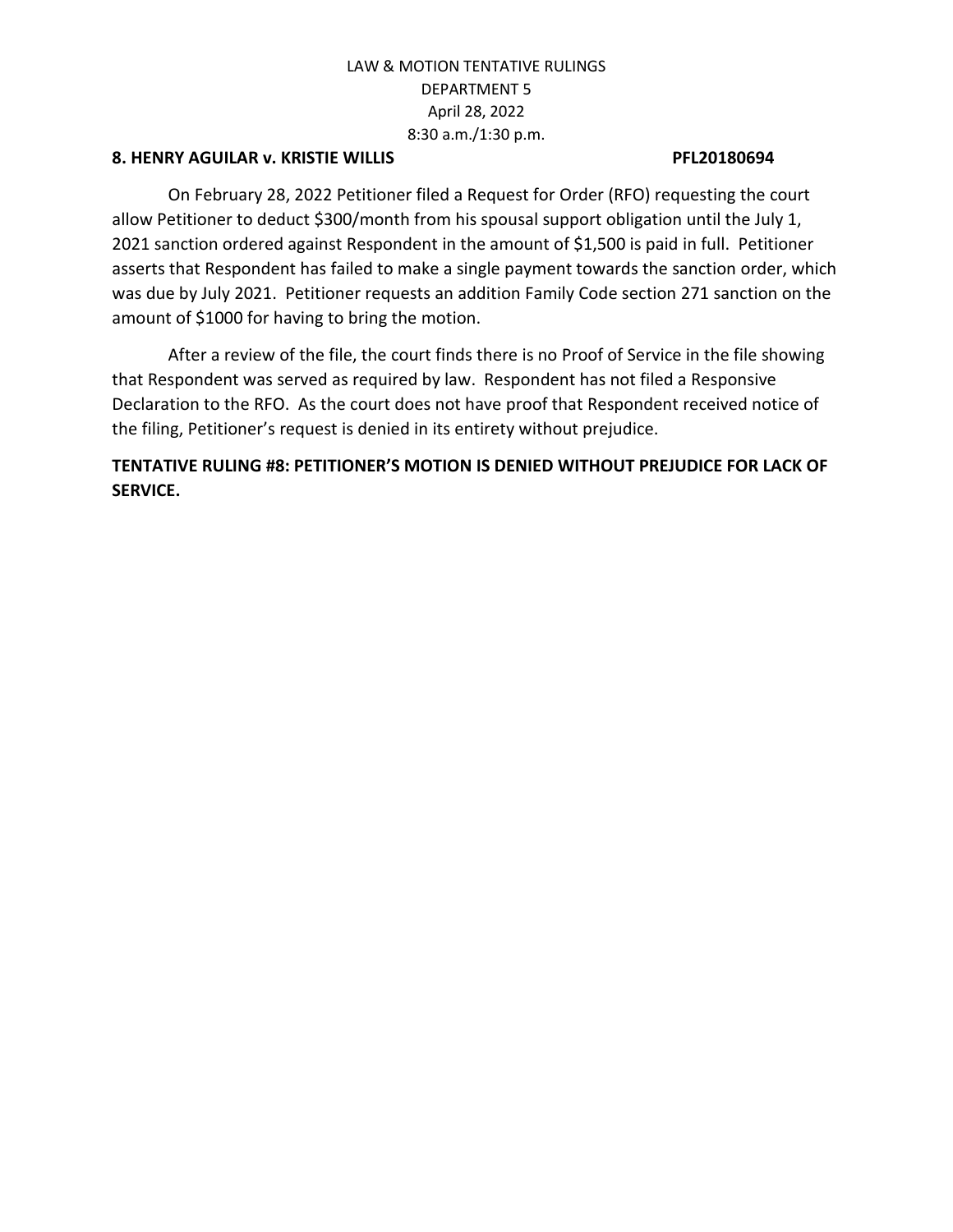LAW & MOTION TENTATIVE RULINGS
DEPARTMENT 5
April 28, 2022
8:30 a.m./1:30 p.m.

**8. HENRY AGUILAR v. KRISTIE WILLIS PFL20180694**

On February 28, 2022 Petitioner filed a Request for Order (RFO) requesting the court allow Petitioner to deduct $300/month from his spousal support obligation until the July 1, 2021 sanction ordered against Respondent in the amount of $1,500 is paid in full. Petitioner asserts that Respondent has failed to make a single payment towards the sanction order, which was due by July 2021. Petitioner requests an addition Family Code section 271 sanction on the amount of $1000 for having to bring the motion.

After a review of the file, the court finds there is no Proof of Service in the file showing that Respondent was served as required by law. Respondent has not filed a Responsive Declaration to the RFO. As the court does not have proof that Respondent received notice of the filing, Petitioner's request is denied in its entirety without prejudice.

**TENTATIVE RULING #8: PETITIONER'S MOTION IS DENIED WITHOUT PREJUDICE FOR LACK OF SERVICE.**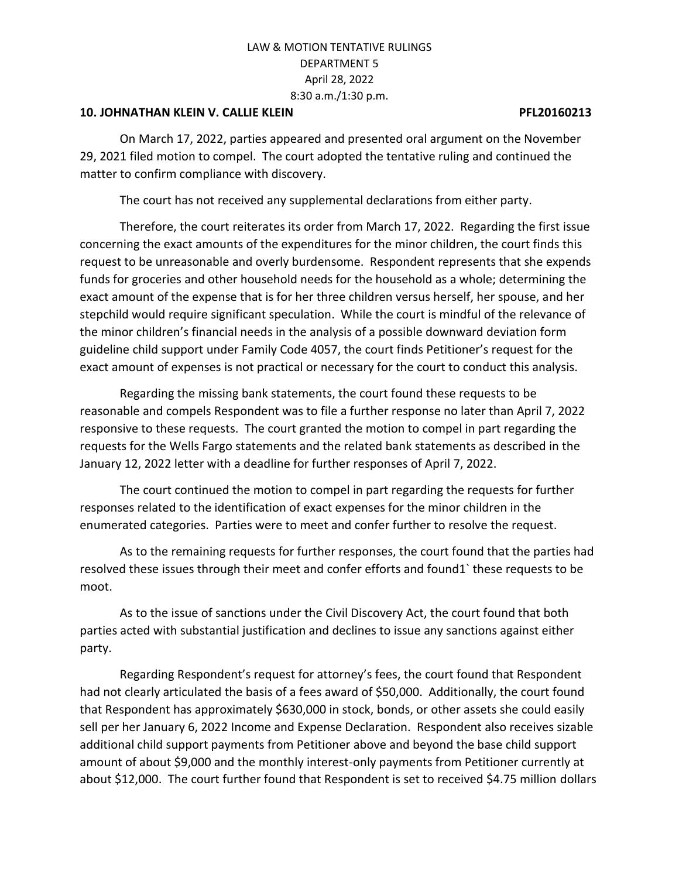LAW & MOTION TENTATIVE RULINGS
DEPARTMENT 5
April 28, 2022
8:30 a.m./1:30 p.m.

**10. JOHNATHAN KLEIN V. CALLIE KLEIN PFL20160213**

On March 17, 2022, parties appeared and presented oral argument on the November 29, 2021 filed motion to compel. The court adopted the tentative ruling and continued the matter to confirm compliance with discovery.

The court has not received any supplemental declarations from either party.

Therefore, the court reiterates its order from March 17, 2022. Regarding the first issue concerning the exact amounts of the expenditures for the minor children, the court finds this request to be unreasonable and overly burdensome. Respondent represents that she expends funds for groceries and other household needs for the household as a whole; determining the exact amount of the expense that is for her three children versus herself, her spouse, and her stepchild would require significant speculation. While the court is mindful of the relevance of the minor children's financial needs in the analysis of a possible downward deviation form guideline child support under Family Code 4057, the court finds Petitioner's request for the exact amount of expenses is not practical or necessary for the court to conduct this analysis.

Regarding the missing bank statements, the court found these requests to be reasonable and compels Respondent was to file a further response no later than April 7, 2022 responsive to these requests. The court granted the motion to compel in part regarding the requests for the Wells Fargo statements and the related bank statements as described in the January 12, 2022 letter with a deadline for further responses of April 7, 2022.

The court continued the motion to compel in part regarding the requests for further responses related to the identification of exact expenses for the minor children in the enumerated categories. Parties were to meet and confer further to resolve the request.

As to the remaining requests for further responses, the court found that the parties had resolved these issues through their meet and confer efforts and found1` these requests to be moot.

As to the issue of sanctions under the Civil Discovery Act, the court found that both parties acted with substantial justification and declines to issue any sanctions against either party.

Regarding Respondent's request for attorney's fees, the court found that Respondent had not clearly articulated the basis of a fees award of $50,000. Additionally, the court found that Respondent has approximately $630,000 in stock, bonds, or other assets she could easily sell per her January 6, 2022 Income and Expense Declaration. Respondent also receives sizable additional child support payments from Petitioner above and beyond the base child support amount of about $9,000 and the monthly interest-only payments from Petitioner currently at about $12,000. The court further found that Respondent is set to received $4.75 million dollars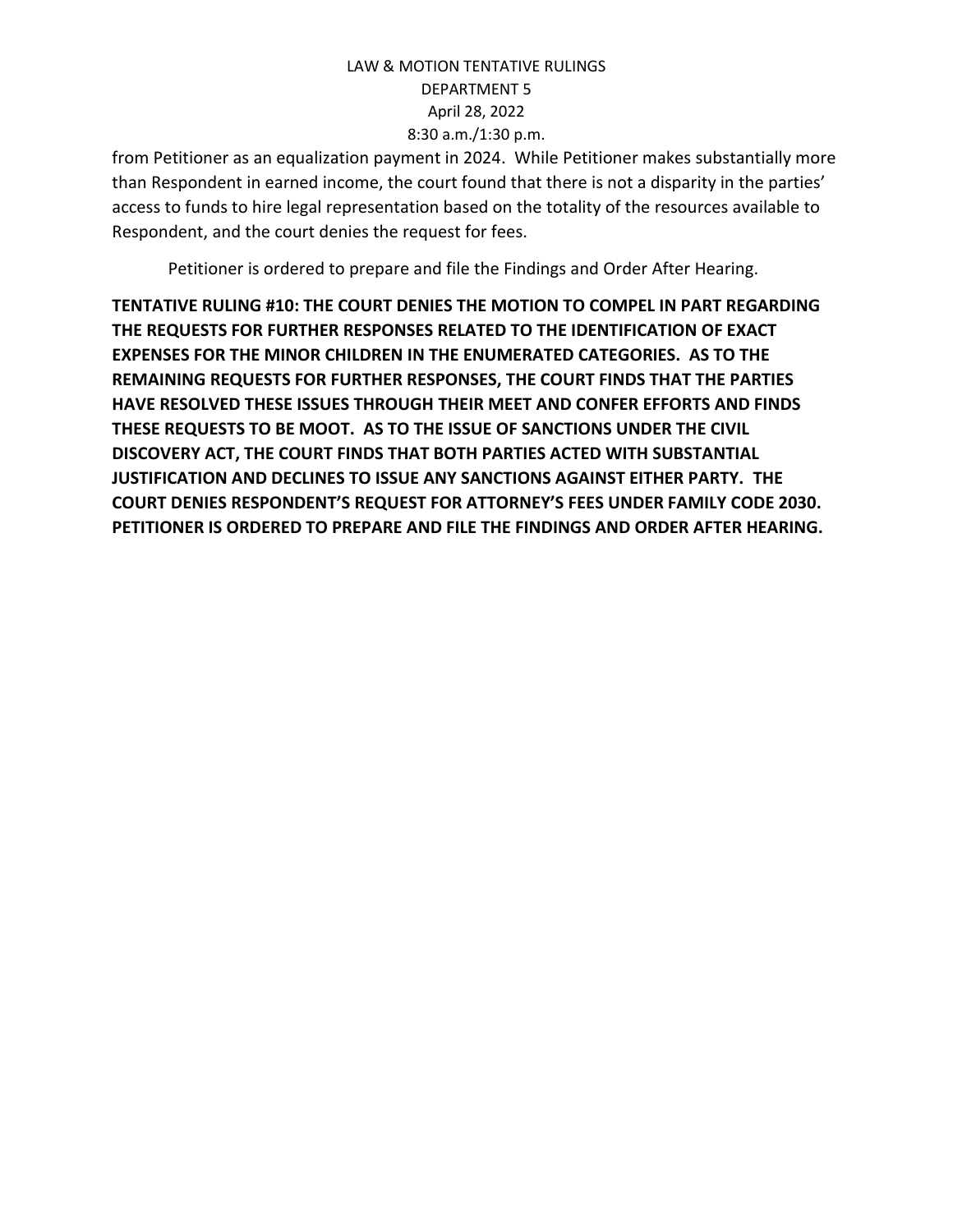from Petitioner as an equalization payment in 2024. While Petitioner makes substantially more than Respondent in earned income, the court found that there is not a disparity in the parties' access to funds to hire legal representation based on the totality of the resources available to Respondent, and the court denies the request for fees.

Petitioner is ordered to prepare and file the Findings and Order After Hearing.

**TENTATIVE RULING #10: THE COURT DENIES THE MOTION TO COMPEL IN PART REGARDING THE REQUESTS FOR FURTHER RESPONSES RELATED TO THE IDENTIFICATION OF EXACT EXPENSES FOR THE MINOR CHILDREN IN THE ENUMERATED CATEGORIES. AS TO THE REMAINING REQUESTS FOR FURTHER RESPONSES, THE COURT FINDS THAT THE PARTIES HAVE RESOLVED THESE ISSUES THROUGH THEIR MEET AND CONFER EFFORTS AND FINDS THESE REQUESTS TO BE MOOT. AS TO THE ISSUE OF SANCTIONS UNDER THE CIVIL DISCOVERY ACT, THE COURT FINDS THAT BOTH PARTIES ACTED WITH SUBSTANTIAL JUSTIFICATION AND DECLINES TO ISSUE ANY SANCTIONS AGAINST EITHER PARTY. THE COURT DENIES RESPONDENT'S REQUEST FOR ATTORNEY'S FEES UNDER FAMILY CODE 2030. PETITIONER IS ORDERED TO PREPARE AND FILE THE FINDINGS AND ORDER AFTER HEARING.**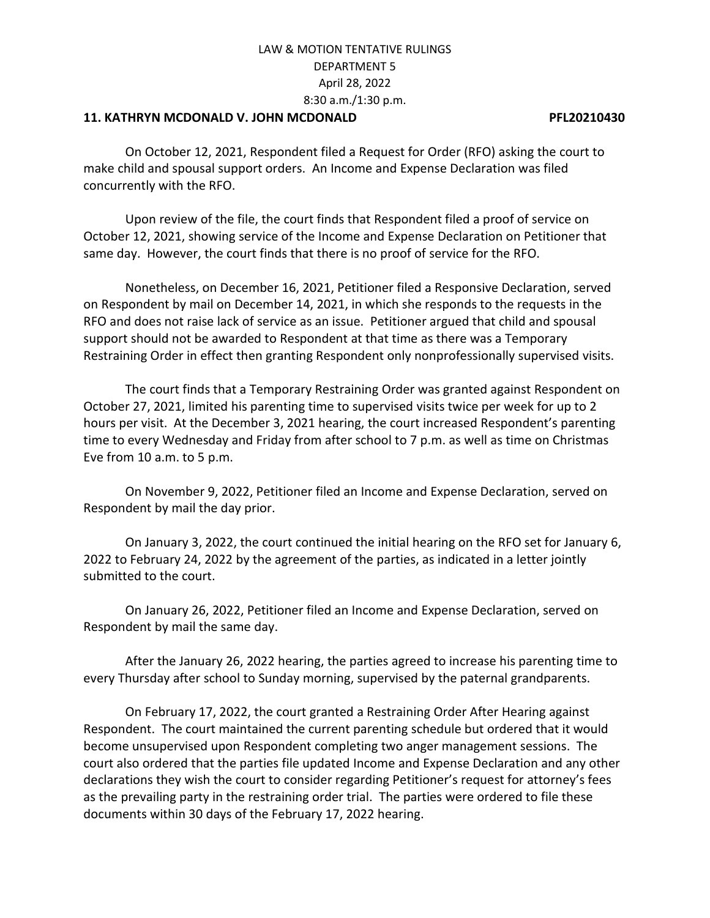LAW & MOTION TENTATIVE RULINGS
DEPARTMENT 5
April 28, 2022
8:30 a.m./1:30 p.m.

**11. KATHRYN MCDONALD V. JOHN MCDONALD PFL20210430**

On October 12, 2021, Respondent filed a Request for Order (RFO) asking the court to make child and spousal support orders. An Income and Expense Declaration was filed concurrently with the RFO.

Upon review of the file, the court finds that Respondent filed a proof of service on October 12, 2021, showing service of the Income and Expense Declaration on Petitioner that same day. However, the court finds that there is no proof of service for the RFO.

Nonetheless, on December 16, 2021, Petitioner filed a Responsive Declaration, served on Respondent by mail on December 14, 2021, in which she responds to the requests in the RFO and does not raise lack of service as an issue. Petitioner argued that child and spousal support should not be awarded to Respondent at that time as there was a Temporary Restraining Order in effect then granting Respondent only nonprofessionally supervised visits.

The court finds that a Temporary Restraining Order was granted against Respondent on October 27, 2021, limited his parenting time to supervised visits twice per week for up to 2 hours per visit. At the December 3, 2021 hearing, the court increased Respondent's parenting time to every Wednesday and Friday from after school to 7 p.m. as well as time on Christmas Eve from 10 a.m. to 5 p.m.

On November 9, 2022, Petitioner filed an Income and Expense Declaration, served on Respondent by mail the day prior.

On January 3, 2022, the court continued the initial hearing on the RFO set for January 6, 2022 to February 24, 2022 by the agreement of the parties, as indicated in a letter jointly submitted to the court.

On January 26, 2022, Petitioner filed an Income and Expense Declaration, served on Respondent by mail the same day.

After the January 26, 2022 hearing, the parties agreed to increase his parenting time to every Thursday after school to Sunday morning, supervised by the paternal grandparents.

On February 17, 2022, the court granted a Restraining Order After Hearing against Respondent. The court maintained the current parenting schedule but ordered that it would become unsupervised upon Respondent completing two anger management sessions. The court also ordered that the parties file updated Income and Expense Declaration and any other declarations they wish the court to consider regarding Petitioner's request for attorney's fees as the prevailing party in the restraining order trial. The parties were ordered to file these documents within 30 days of the February 17, 2022 hearing.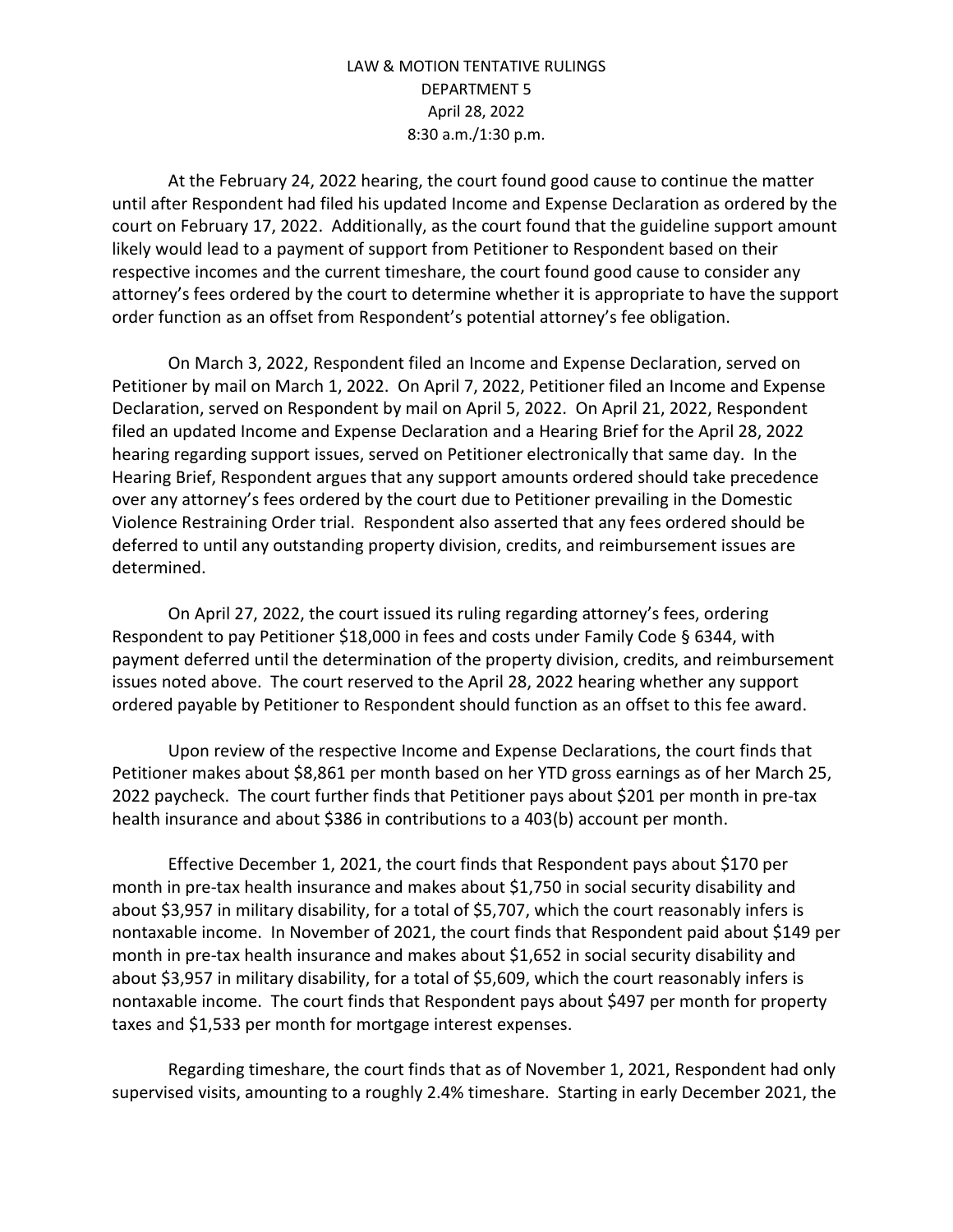LAW & MOTION TENTATIVE RULINGS
DEPARTMENT 5
April 28, 2022
8:30 a.m./1:30 p.m.

At the February 24, 2022 hearing, the court found good cause to continue the matter until after Respondent had filed his updated Income and Expense Declaration as ordered by the court on February 17, 2022. Additionally, as the court found that the guideline support amount likely would lead to a payment of support from Petitioner to Respondent based on their respective incomes and the current timeshare, the court found good cause to consider any attorney's fees ordered by the court to determine whether it is appropriate to have the support order function as an offset from Respondent's potential attorney's fee obligation.

On March 3, 2022, Respondent filed an Income and Expense Declaration, served on Petitioner by mail on March 1, 2022. On April 7, 2022, Petitioner filed an Income and Expense Declaration, served on Respondent by mail on April 5, 2022. On April 21, 2022, Respondent filed an updated Income and Expense Declaration and a Hearing Brief for the April 28, 2022 hearing regarding support issues, served on Petitioner electronically that same day. In the Hearing Brief, Respondent argues that any support amounts ordered should take precedence over any attorney's fees ordered by the court due to Petitioner prevailing in the Domestic Violence Restraining Order trial. Respondent also asserted that any fees ordered should be deferred to until any outstanding property division, credits, and reimbursement issues are determined.

On April 27, 2022, the court issued its ruling regarding attorney's fees, ordering Respondent to pay Petitioner $18,000 in fees and costs under Family Code § 6344, with payment deferred until the determination of the property division, credits, and reimbursement issues noted above. The court reserved to the April 28, 2022 hearing whether any support ordered payable by Petitioner to Respondent should function as an offset to this fee award.

Upon review of the respective Income and Expense Declarations, the court finds that Petitioner makes about $8,861 per month based on her YTD gross earnings as of her March 25, 2022 paycheck. The court further finds that Petitioner pays about $201 per month in pre-tax health insurance and about $386 in contributions to a 403(b) account per month.

Effective December 1, 2021, the court finds that Respondent pays about $170 per month in pre-tax health insurance and makes about $1,750 in social security disability and about $3,957 in military disability, for a total of $5,707, which the court reasonably infers is nontaxable income. In November of 2021, the court finds that Respondent paid about $149 per month in pre-tax health insurance and makes about $1,652 in social security disability and about $3,957 in military disability, for a total of $5,609, which the court reasonably infers is nontaxable income. The court finds that Respondent pays about $497 per month for property taxes and $1,533 per month for mortgage interest expenses.

Regarding timeshare, the court finds that as of November 1, 2021, Respondent had only supervised visits, amounting to a roughly 2.4% timeshare. Starting in early December 2021, the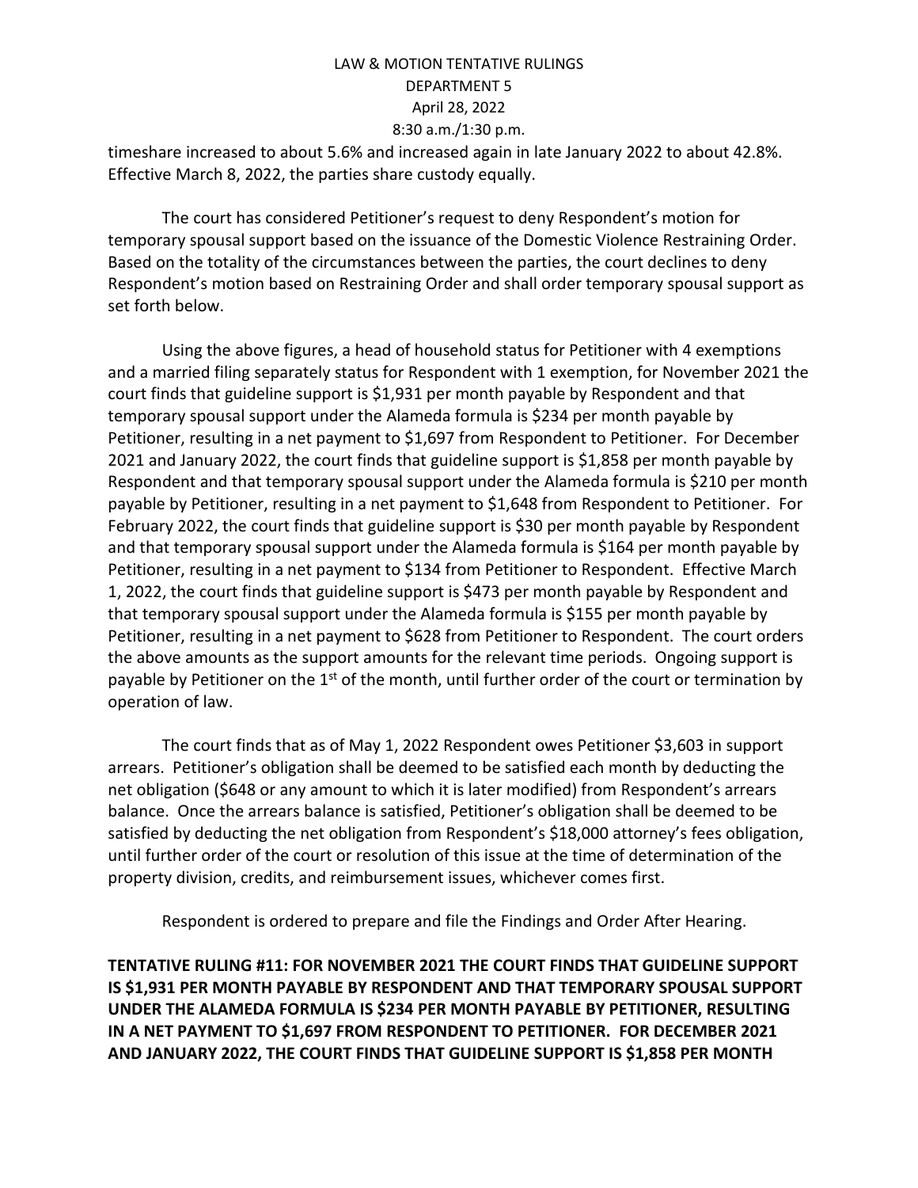timeshare increased to about 5.6% and increased again in late January 2022 to about 42.8%. Effective March 8, 2022, the parties share custody equally.

The court has considered Petitioner's request to deny Respondent's motion for temporary spousal support based on the issuance of the Domestic Violence Restraining Order. Based on the totality of the circumstances between the parties, the court declines to deny Respondent's motion based on Restraining Order and shall order temporary spousal support as set forth below.

Using the above figures, a head of household status for Petitioner with 4 exemptions and a married filing separately status for Respondent with 1 exemption, for November 2021 the court finds that guideline support is $1,931 per month payable by Respondent and that temporary spousal support under the Alameda formula is $234 per month payable by Petitioner, resulting in a net payment to $1,697 from Respondent to Petitioner. For December 2021 and January 2022, the court finds that guideline support is $1,858 per month payable by Respondent and that temporary spousal support under the Alameda formula is $210 per month payable by Petitioner, resulting in a net payment to $1,648 from Respondent to Petitioner. For February 2022, the court finds that guideline support is $30 per month payable by Respondent and that temporary spousal support under the Alameda formula is $164 per month payable by Petitioner, resulting in a net payment to $134 from Petitioner to Respondent. Effective March 1, 2022, the court finds that guideline support is $473 per month payable by Respondent and that temporary spousal support under the Alameda formula is $155 per month payable by Petitioner, resulting in a net payment to $628 from Petitioner to Respondent. The court orders the above amounts as the support amounts for the relevant time periods. Ongoing support is payable by Petitioner on the 1st of the month, until further order of the court or termination by operation of law.

The court finds that as of May 1, 2022 Respondent owes Petitioner $3,603 in support arrears. Petitioner's obligation shall be deemed to be satisfied each month by deducting the net obligation ($648 or any amount to which it is later modified) from Respondent's arrears balance. Once the arrears balance is satisfied, Petitioner's obligation shall be deemed to be satisfied by deducting the net obligation from Respondent's $18,000 attorney's fees obligation, until further order of the court or resolution of this issue at the time of determination of the property division, credits, and reimbursement issues, whichever comes first.

Respondent is ordered to prepare and file the Findings and Order After Hearing.

**TENTATIVE RULING #11: FOR NOVEMBER 2021 THE COURT FINDS THAT GUIDELINE SUPPORT IS $1,931 PER MONTH PAYABLE BY RESPONDENT AND THAT TEMPORARY SPOUSAL SUPPORT UNDER THE ALAMEDA FORMULA IS $234 PER MONTH PAYABLE BY PETITIONER, RESULTING IN A NET PAYMENT TO $1,697 FROM RESPONDENT TO PETITIONER. FOR DECEMBER 2021 AND JANUARY 2022, THE COURT FINDS THAT GUIDELINE SUPPORT IS $1,858 PER MONTH**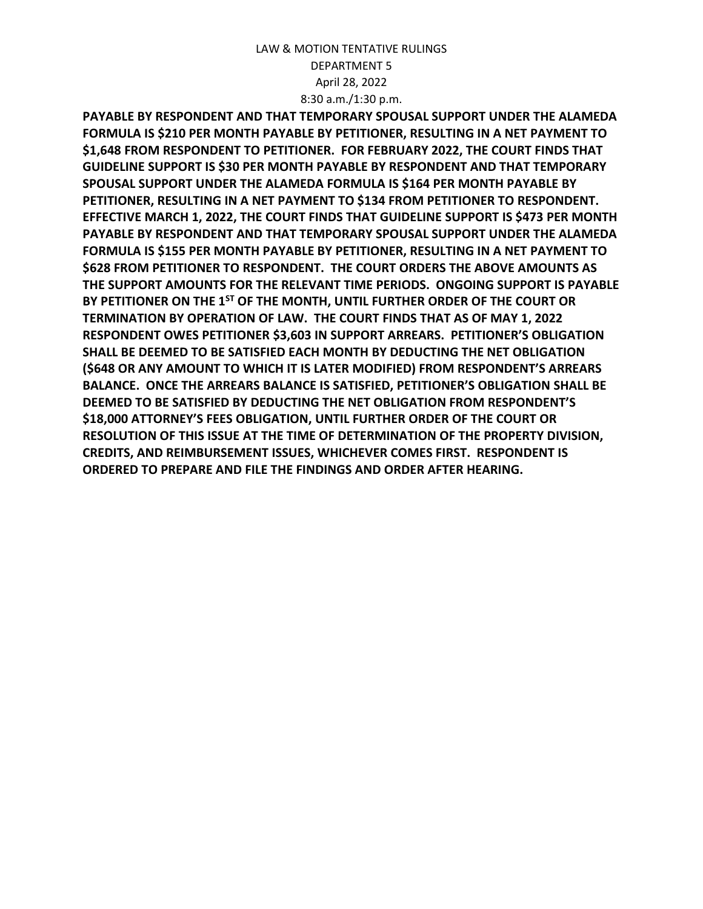**PAYABLE BY RESPONDENT AND THAT TEMPORARY SPOUSAL SUPPORT UNDER THE ALAMEDA FORMULA IS $210 PER MONTH PAYABLE BY PETITIONER, RESULTING IN A NET PAYMENT TO $1,648 FROM RESPONDENT TO PETITIONER. FOR FEBRUARY 2022, THE COURT FINDS THAT GUIDELINE SUPPORT IS $30 PER MONTH PAYABLE BY RESPONDENT AND THAT TEMPORARY SPOUSAL SUPPORT UNDER THE ALAMEDA FORMULA IS $164 PER MONTH PAYABLE BY PETITIONER, RESULTING IN A NET PAYMENT TO $134 FROM PETITIONER TO RESPONDENT. EFFECTIVE MARCH 1, 2022, THE COURT FINDS THAT GUIDELINE SUPPORT IS $473 PER MONTH PAYABLE BY RESPONDENT AND THAT TEMPORARY SPOUSAL SUPPORT UNDER THE ALAMEDA FORMULA IS $155 PER MONTH PAYABLE BY PETITIONER, RESULTING IN A NET PAYMENT TO $628 FROM PETITIONER TO RESPONDENT. THE COURT ORDERS THE ABOVE AMOUNTS AS THE SUPPORT AMOUNTS FOR THE RELEVANT TIME PERIODS. ONGOING SUPPORT IS PAYABLE BY PETITIONER ON THE 1ST OF THE MONTH, UNTIL FURTHER ORDER OF THE COURT OR TERMINATION BY OPERATION OF LAW. THE COURT FINDS THAT AS OF MAY 1, 2022 RESPONDENT OWES PETITIONER $3,603 IN SUPPORT ARREARS. PETITIONER'S OBLIGATION SHALL BE DEEMED TO BE SATISFIED EACH MONTH BY DEDUCTING THE NET OBLIGATION ($648 OR ANY AMOUNT TO WHICH IT IS LATER MODIFIED) FROM RESPONDENT'S ARREARS BALANCE. ONCE THE ARREARS BALANCE IS SATISFIED, PETITIONER'S OBLIGATION SHALL BE DEEMED TO BE SATISFIED BY DEDUCTING THE NET OBLIGATION FROM RESPONDENT'S $18,000 ATTORNEY'S FEES OBLIGATION, UNTIL FURTHER ORDER OF THE COURT OR RESOLUTION OF THIS ISSUE AT THE TIME OF DETERMINATION OF THE PROPERTY DIVISION, CREDITS, AND REIMBURSEMENT ISSUES, WHICHEVER COMES FIRST. RESPONDENT IS ORDERED TO PREPARE AND FILE THE FINDINGS AND ORDER AFTER HEARING.**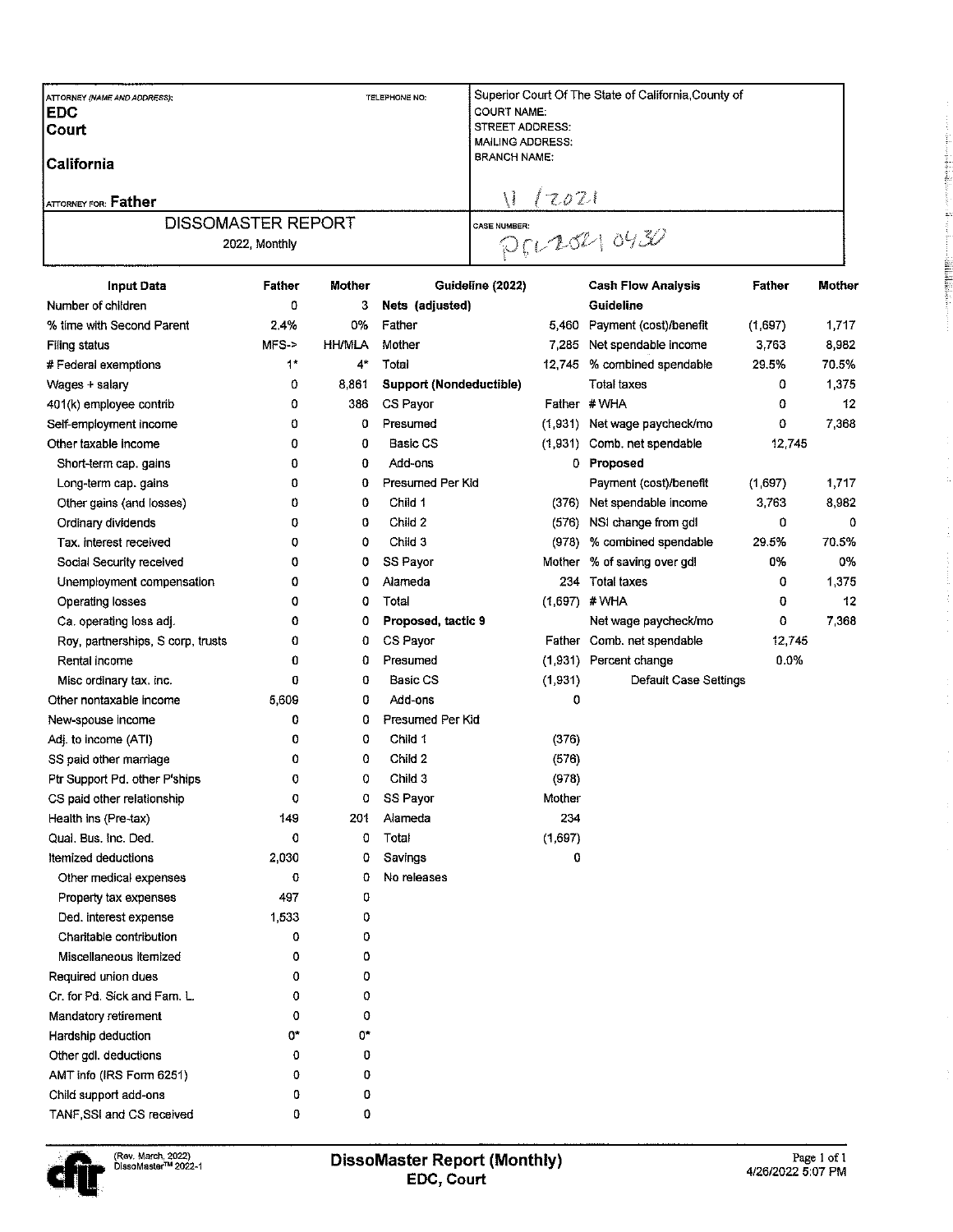| ATTORNEY (NAME AND ADDRESS): | TELEPHONE NO: | Superior Court Of The State of California,County of |
|---|---|---|
| **EDC** | | COURT NAME: |
| **Court** | | STREET ADDRESS: |
| | | MAILING ADDRESS: |
| **California** | | BRANCH NAME: |
| ATTORNEY FOR: **Father** | | 11 / 2021 |
| DISSOMASTER REPORT | | CASE NUMBER: |
| 2022, Monthly | | PFL20210430 |

| Input Data | Father | Mother | Guideline (2022) | | Cash Flow Analysis | Father | Mother |
|---|---|---|---|---|---|---|---|
| Number of children | 0 | 3 | **Nets (adjusted)** | | **Guideline** | | |
| % time with Second Parent | 2.4% | 0% | Father | 5,460 | Payment (cost)/benefit | (1,697) | 1,717 |
| Filing status | MFS-> | HH/MLA | Mother | 7,285 | Net spendable income | 3,763 | 8,982 |
| # Federal exemptions | 1* | 4* | Total | 12,745 | % combined spendable | 29.5% | 70.5% |
| Wages + salary | 0 | 8,861 | **Support (Nondeductible)** | | Total taxes | 0 | 1,375 |
| 401(k) employee contrib | 0 | 386 | CS Payor | Father | # WHA | 0 | 12 |
| Self-employment income | 0 | 0 | Presumed | (1,931) | Net wage paycheck/mo | 0 | 7,368 |
| Other taxable income | 0 | 0 | Basic CS | (1,931) | Comb. net spendable | 12,745 | |
| Short-term cap. gains | 0 | 0 | Add-ons | 0 | **Proposed** | | |
| Long-term cap. gains | 0 | 0 | Presumed Per Kid | | Payment (cost)/benefit | (1,697) | 1,717 |
| Other gains (and losses) | 0 | 0 | Child 1 | (376) | Net spendable income | 3,763 | 8,982 |
| Ordinary dividends | 0 | 0 | Child 2 | (576) | NSI change from gdl | 0 | 0 |
| Tax. interest received | 0 | 0 | Child 3 | (978) | % combined spendable | 29.5% | 70.5% |
| Social Security received | 0 | 0 | SS Payor | Mother | % of saving over gdl | 0% | 0% |
| Unemployment compensation | 0 | 0 | Alameda | 234 | Total taxes | 0 | 1,375 |
| Operating losses | 0 | 0 | Total | (1,697) | # WHA | 0 | 12 |
| Ca. operating loss adj. | 0 | 0 | **Proposed, tactic 9** | | Net wage paycheck/mo | 0 | 7,368 |
| Roy, partnerships, S corp, trusts | 0 | 0 | CS Payor | Father | Comb. net spendable | 12,745 | |
| Rental income | 0 | 0 | Presumed | (1,931) | Percent change | 0.0% | |
| Misc ordinary tax. inc. | 0 | 0 | Basic CS | (1,931) | Default Case Settings | | |
| Other nontaxable income | 5,609 | 0 | Add-ons | 0 | | | |
| New-spouse income | 0 | 0 | Presumed Per Kid | | | | |
| Adj. to income (ATI) | 0 | 0 | Child 1 | (376) | | | |
| SS paid other marriage | 0 | 0 | Child 2 | (576) | | | |
| Ptr Support Pd. other P'ships | 0 | 0 | Child 3 | (978) | | | |
| CS paid other relationship | 0 | 0 | SS Payor | Mother | | | |
| Health ins (Pre-tax) | 149 | 201 | Alameda | 234 | | | |
| Qual. Bus. Inc. Ded. | 0 | 0 | Total | (1,697) | | | |
| Itemized deductions | 2,030 | 0 | Savings | 0 | | | |
| Other medical expenses | 0 | 0 | No releases | | | | |
| Property tax expenses | 497 | 0 | | | | | |
| Ded. interest expense | 1,533 | 0 | | | | | |
| Charitable contribution | 0 | 0 | | | | | |
| Miscellaneous itemized | 0 | 0 | | | | | |
| Required union dues | 0 | 0 | | | | | |
| Cr. for Pd. Sick and Fam. L. | 0 | 0 | | | | | |
| Mandatory retirement | 0 | 0 | | | | | |
| Hardship deduction | 0* | 0* | | | | | |
| Other gdl. deductions | 0 | 0 | | | | | |
| AMT info (IRS Form 6251) | 0 | 0 | | | | | |
| Child support add-ons | 0 | 0 | | | | | |
| TANF,SSI and CS received | 0 | 0 | | | | | |

(Rev. March, 2022) DissoMaster™ 2022-1

**DissoMaster Report (Monthly)**
**EDC, Court**

4/26/2022 5:07 PM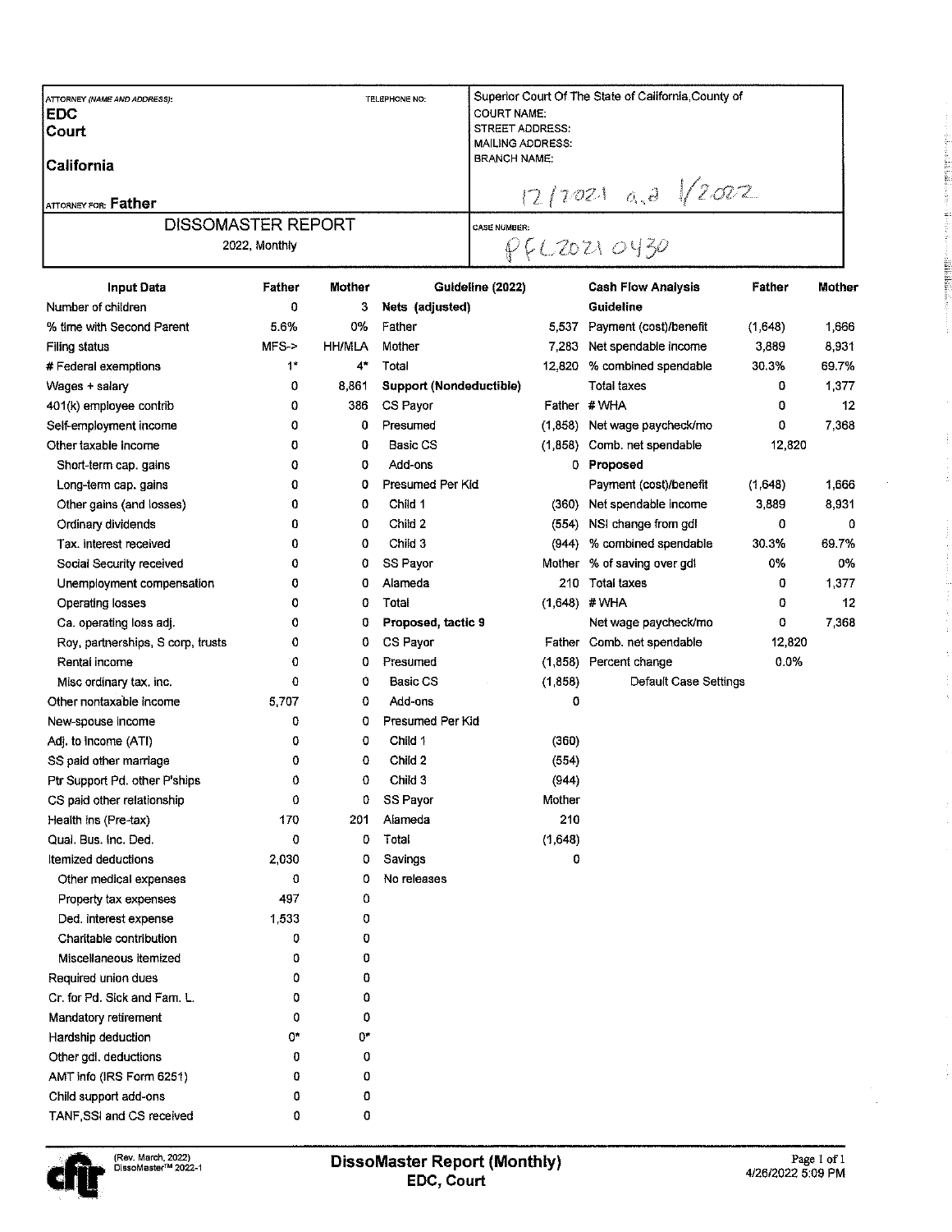| ATTORNEY (NAME AND ADDRESS): | TELEPHONE NO: | Superior Court Of The State of California,County of |
|---|---|---|
| **EDC** | | COURT NAME: |
| **Court** | | STREET ADDRESS: |
| | | MAILING ADDRESS: |
| **California** | | BRANCH NAME: |
| | | 12/2021 a.d 1/2022 |
| ATTORNEY FOR: **Father** | | |
| DISSOMASTER REPORT | | CASE NUMBER: |
| 2022, Monthly | | PFL20210430 |

| Input Data | Father | Mother | Guideline (2022) | | Cash Flow Analysis | Father | Mother |
|---|---|---|---|---|---|---|---|
| Number of children | 0 | 3 | **Nets (adjusted)** | | **Guideline** | | |
| % time with Second Parent | 5.6% | 0% | Father | 5,537 | Payment (cost)/benefit | (1,648) | 1,666 |
| Filing status | MFS-> | HH/MLA | Mother | 7,283 | Net spendable income | 3,889 | 8,931 |
| # Federal exemptions | 1* | 4* | Total | 12,820 | % combined spendable | 30.3% | 69.7% |
| Wages + salary | 0 | 8,861 | **Support (Nondeductible)** | | Total taxes | 0 | 1,377 |
| 401(k) employee contrib | 0 | 386 | CS Payor | Father | # WHA | 0 | 12 |
| Self-employment income | 0 | 0 | Presumed | (1,858) | Net wage paycheck/mo | 0 | 7,368 |
| Other taxable income | 0 | 0 | Basic CS | (1,858) | Comb. net spendable | 12,820 | |
| Short-term cap. gains | 0 | 0 | Add-ons | 0 | **Proposed** | | |
| Long-term cap. gains | 0 | 0 | Presumed Per Kid | | Payment (cost)/benefit | (1,648) | 1,666 |
| Other gains (and losses) | 0 | 0 | Child 1 | (360) | Net spendable income | 3,889 | 8,931 |
| Ordinary dividends | 0 | 0 | Child 2 | (554) | NSI change from gdl | 0 | 0 |
| Tax. interest received | 0 | 0 | Child 3 | (944) | % combined spendable | 30.3% | 69.7% |
| Social Security received | 0 | 0 | SS Payor | Mother | % of saving over gdl | 0% | 0% |
| Unemployment compensation | 0 | 0 | Alameda | 210 | Total taxes | 0 | 1,377 |
| Operating losses | 0 | 0 | Total | (1,648) | # WHA | 0 | 12 |
| Ca. operating loss adj. | 0 | 0 | **Proposed, tactic 9** | | Net wage paycheck/mo | 0 | 7,368 |
| Roy, partnerships, S corp, trusts | 0 | 0 | CS Payor | Father | Comb. net spendable | 12,820 | |
| Rental income | 0 | 0 | Presumed | (1,858) | Percent change | 0.0% | |
| Misc ordinary tax. inc. | 0 | 0 | Basic CS | (1,858) | Default Case Settings | | |
| Other nontaxable income | 5,707 | 0 | Add-ons | 0 | | | |
| New-spouse income | 0 | 0 | Presumed Per Kid | | | | |
| Adj. to income (ATI) | 0 | 0 | Child 1 | (360) | | | |
| SS paid other marriage | 0 | 0 | Child 2 | (554) | | | |
| Ptr Support Pd. other P'ships | 0 | 0 | Child 3 | (944) | | | |
| CS paid other relationship | 0 | 0 | SS Payor | Mother | | | |
| Health ins (Pre-tax) | 170 | 201 | Alameda | 210 | | | |
| Qual. Bus. Inc. Ded. | 0 | 0 | Total | (1,648) | | | |
| Itemized deductions | 2,030 | 0 | Savings | 0 | | | |
| Other medical expenses | 0 | 0 | No releases | | | | |
| Property tax expenses | 497 | 0 | | | | | |
| Ded. interest expense | 1,533 | 0 | | | | | |
| Charitable contribution | 0 | 0 | | | | | |
| Miscellaneous itemized | 0 | 0 | | | | | |
| Required union dues | 0 | 0 | | | | | |
| Cr. for Pd. Sick and Fam. L. | 0 | 0 | | | | | |
| Mandatory retirement | 0 | 0 | | | | | |
| Hardship deduction | 0* | 0* | | | | | |
| Other gdl. deductions | 0 | 0 | | | | | |
| AMT info (IRS Form 6251) | 0 | 0 | | | | | |
| Child support add-ons | 0 | 0 | | | | | |
| TANF,SSI and CS received | 0 | 0 | | | | | |

(Rev. March, 2022)
DissoMaster™ 2022-1

**DissoMaster Report (Monthly)**
**EDC, Court**

4/26/2022 5:09 PM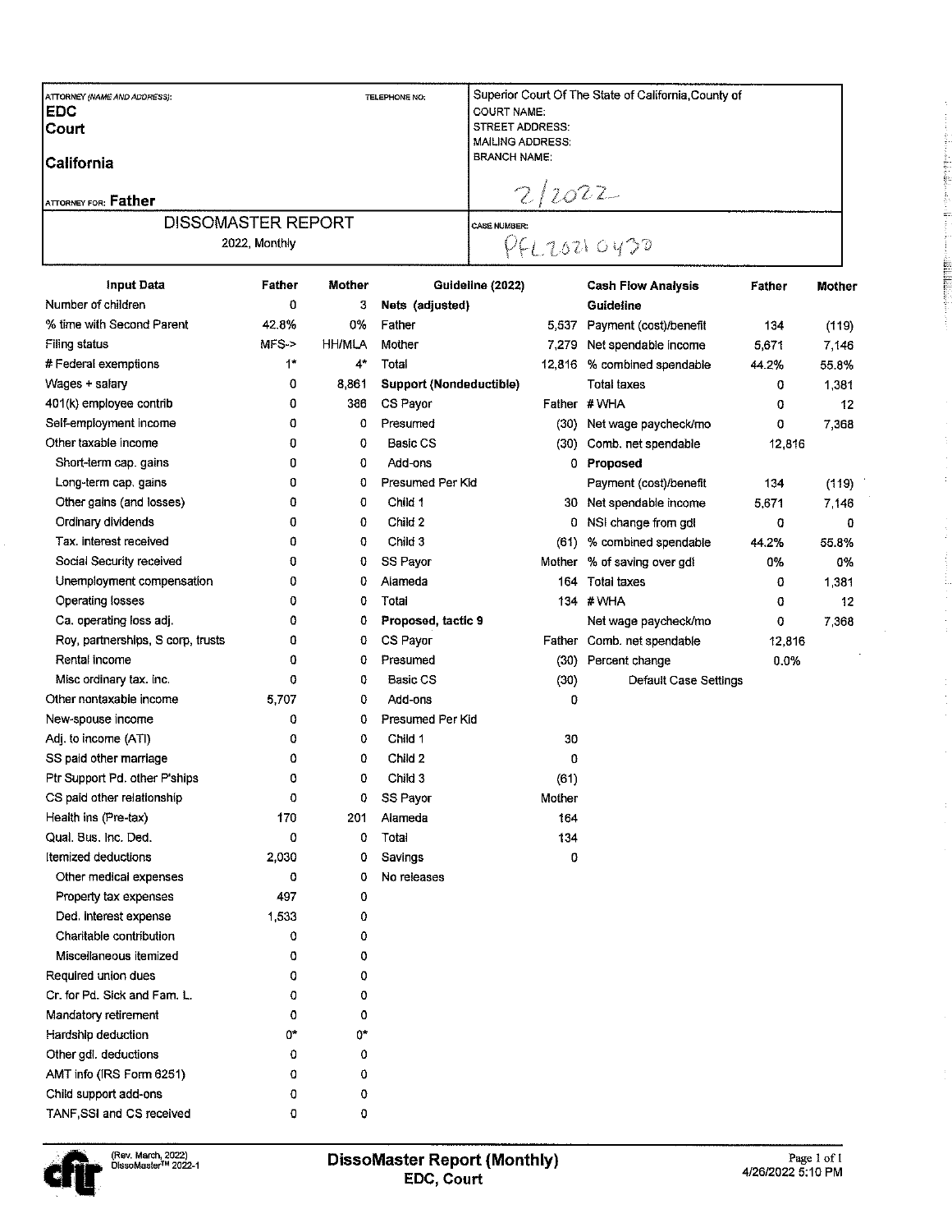| ATTORNEY (NAME AND ADDRESS): | TELEPHONE NO: | Superior Court Of The State of California,County of |
|---|---|---|
| **EDC** | | COURT NAME: |
| **Court** | | STREET ADDRESS: |
| | | MAILING ADDRESS: |
| **California** | | BRANCH NAME: |
| | | 2/2022 |
| ATTORNEY FOR: **Father** | | |
| DISSOMASTER REPORT<br>2022, Monthly | | CASE NUMBER:<br>PFL20210430 |

| Input Data | Father | Mother | Guideline (2022) | | Cash Flow Analysis | Father | Mother |
|---|---|---|---|---|---|---|---|
| Number of children | 0 | 3 | **Nets (adjusted)** | | **Guideline** | | |
| % time with Second Parent | 42.8% | 0% | Father | 5,537 | Payment (cost)/benefit | 134 | (119) |
| Filing status | MFS-> | HH/MLA | Mother | 7,279 | Net spendable income | 5,671 | 7,146 |
| # Federal exemptions | 1* | 4* | Total | 12,816 | % combined spendable | 44.2% | 55.8% |
| Wages + salary | 0 | 8,861 | **Support (Nondeductible)** | | Total taxes | 0 | 1,381 |
| 401(k) employee contrib | 0 | 386 | CS Payor | Father | # WHA | 0 | 12 |
| Self-employment income | 0 | 0 | Presumed | (30) | Net wage paycheck/mo | 0 | 7,368 |
| Other taxable income | 0 | 0 | Basic CS | (30) | Comb. net spendable | 12,816 | |
| Short-term cap. gains | 0 | 0 | Add-ons | 0 | **Proposed** | | |
| Long-term cap. gains | 0 | 0 | Presumed Per Kid | | Payment (cost)/benefit | 134 | (119) |
| Other gains (and losses) | 0 | 0 | Child 1 | 30 | Net spendable income | 5,671 | 7,146 |
| Ordinary dividends | 0 | 0 | Child 2 | 0 | NSI change from gdl | 0 | 0 |
| Tax. interest received | 0 | 0 | Child 3 | (61) | % combined spendable | 44.2% | 55.8% |
| Social Security received | 0 | 0 | SS Payor | Mother | % of saving over gdl | 0% | 0% |
| Unemployment compensation | 0 | 0 | Alameda | 164 | Total taxes | 0 | 1,381 |
| Operating losses | 0 | 0 | Total | 134 | # WHA | 0 | 12 |
| Ca. operating loss adj. | 0 | 0 | **Proposed, tactic 9** | | Net wage paycheck/mo | 0 | 7,368 |
| Roy, partnerships, S corp, trusts | 0 | 0 | CS Payor | Father | Comb. net spendable | 12,816 | |
| Rental income | 0 | 0 | Presumed | (30) | Percent change | 0.0% | |
| Misc ordinary tax. inc. | 0 | 0 | Basic CS | (30) | Default Case Settings | | |
| Other nontaxable income | 5,707 | 0 | Add-ons | 0 | | | |
| New-spouse income | 0 | 0 | Presumed Per Kid | | | | |
| Adj. to income (ATI) | 0 | 0 | Child 1 | 30 | | | |
| SS paid other marriage | 0 | 0 | Child 2 | 0 | | | |
| Ptr Support Pd. other P'ships | 0 | 0 | Child 3 | (61) | | | |
| CS paid other relationship | 0 | 0 | SS Payor | Mother | | | |
| Health ins (Pre-tax) | 170 | 201 | Alameda | 164 | | | |
| Qual. Bus. Inc. Ded. | 0 | 0 | Total | 134 | | | |
| Itemized deductions | 2,030 | 0 | Savings | 0 | | | |
| Other medical expenses | 0 | 0 | No releases | | | | |
| Property tax expenses | 497 | 0 | | | | | |
| Ded. interest expense | 1,533 | 0 | | | | | |
| Charitable contribution | 0 | 0 | | | | | |
| Miscellaneous itemized | 0 | 0 | | | | | |
| Required union dues | 0 | 0 | | | | | |
| Cr. for Pd. Sick and Fam. L. | 0 | 0 | | | | | |
| Mandatory retirement | 0 | 0 | | | | | |
| Hardship deduction | 0* | 0* | | | | | |
| Other gdl. deductions | 0 | 0 | | | | | |
| AMT info (IRS Form 6251) | 0 | 0 | | | | | |
| Child support add-ons | 0 | 0 | | | | | |
| TANF,SSI and CS received | 0 | 0 | | | | | |

(Rev. March, 2022) DissoMaster™ 2022-1

**DissoMaster Report (Monthly)**
**EDC, Court**

4/26/2022 5:10 PM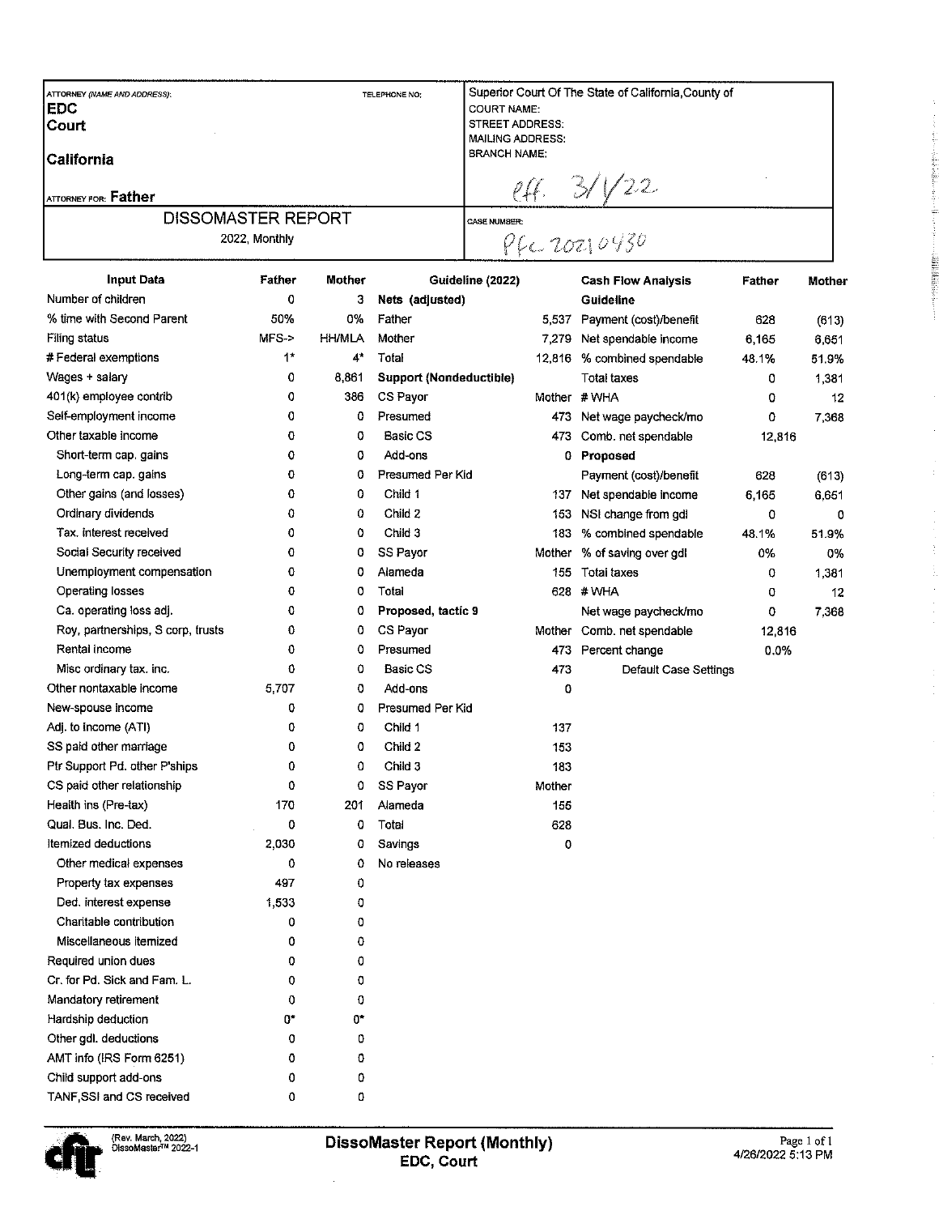| ATTORNEY (NAME AND ADDRESS): | TELEPHONE NO: | Superior Court Of The State of California, County of |
|---|---|---|
| **EDC** | | COURT NAME: |
| **Court** | | STREET ADDRESS: |
| | | MAILING ADDRESS: |
| **California** | | BRANCH NAME: |
| | | eff. 3/1/22 |
| ATTORNEY FOR: **Father** | | |
| DISSOMASTER REPORT | | CASE NUMBER: |
| 2022, Monthly | | PFL 20210430 |

| Input Data | Father | Mother | Guideline (2022) | | Cash Flow Analysis | Father | Mother |
|---|---|---|---|---|---|---|---|
| Number of children | 0 | 3 | **Nets (adjusted)** | | **Guideline** | | |
| % time with Second Parent | 50% | 0% | Father | 5,537 | Payment (cost)/benefit | 628 | (613) |
| Filing status | MFS-> | HH/MLA | Mother | 7,279 | Net spendable income | 6,165 | 6,651 |
| # Federal exemptions | 1* | 4* | Total | 12,816 | % combined spendable | 48.1% | 51.9% |
| Wages + salary | 0 | 8,861 | **Support (Nondeductible)** | | Total taxes | 0 | 1,381 |
| 401(k) employee contrib | 0 | 386 | CS Payor | Mother | # WHA | 0 | 12 |
| Self-employment income | 0 | 0 | Presumed | 473 | Net wage paycheck/mo | 0 | 7,368 |
| Other taxable income | 0 | 0 | Basic CS | 473 | Comb. net spendable | 12,816 | |
| Short-term cap. gains | 0 | 0 | Add-ons | 0 | **Proposed** | | |
| Long-term cap. gains | 0 | 0 | Presumed Per Kid | | Payment (cost)/benefit | 628 | (613) |
| Other gains (and losses) | 0 | 0 | Child 1 | 137 | Net spendable income | 6,165 | 6,651 |
| Ordinary dividends | 0 | 0 | Child 2 | 153 | NSI change from gdl | 0 | 0 |
| Tax. interest received | 0 | 0 | Child 3 | 183 | % combined spendable | 48.1% | 51.9% |
| Social Security received | 0 | 0 | SS Payor | Mother | % of saving over gdl | 0% | 0% |
| Unemployment compensation | 0 | 0 | Alameda | 155 | Total taxes | 0 | 1,381 |
| Operating losses | 0 | 0 | Total | 628 | # WHA | 0 | 12 |
| Ca. operating loss adj. | 0 | 0 | **Proposed, tactic 9** | | Net wage paycheck/mo | 0 | 7,368 |
| Roy, partnerships, S corp, trusts | 0 | 0 | CS Payor | Mother | Comb. net spendable | 12,816 | |
| Rental income | 0 | 0 | Presumed | 473 | Percent change | 0.0% | |
| Misc ordinary tax. inc. | 0 | 0 | Basic CS | 473 | Default Case Settings | | |
| Other nontaxable income | 5,707 | 0 | Add-ons | 0 | | | |
| New-spouse income | 0 | 0 | Presumed Per Kid | | | | |
| Adj. to income (ATI) | 0 | 0 | Child 1 | 137 | | | |
| SS paid other marriage | 0 | 0 | Child 2 | 153 | | | |
| Ptr Support Pd. other P'ships | 0 | 0 | Child 3 | 183 | | | |
| CS paid other relationship | 0 | 0 | SS Payor | Mother | | | |
| Health ins (Pre-tax) | 170 | 201 | Alameda | 155 | | | |
| Qual. Bus. Inc. Ded. | 0 | 0 | Total | 628 | | | |
| Itemized deductions | 2,030 | 0 | Savings | 0 | | | |
| Other medical expenses | 0 | 0 | No releases | | | | |
| Property tax expenses | 497 | 0 | | | | | |
| Ded. interest expense | 1,533 | 0 | | | | | |
| Charitable contribution | 0 | 0 | | | | | |
| Miscellaneous itemized | 0 | 0 | | | | | |
| Required union dues | 0 | 0 | | | | | |
| Cr. for Pd. Sick and Fam. L. | 0 | 0 | | | | | |
| Mandatory retirement | 0 | 0 | | | | | |
| Hardship deduction | 0* | 0* | | | | | |
| Other gdl. deductions | 0 | 0 | | | | | |
| AMT info (IRS Form 6251) | 0 | 0 | | | | | |
| Child support add-ons | 0 | 0 | | | | | |
| TANF,SSI and CS received | 0 | 0 | | | | | |

(Rev. March, 2022) DissoMaster™ 2022-1

**DissoMaster Report (Monthly)**
**EDC, Court**

4/26/2022 5:13 PM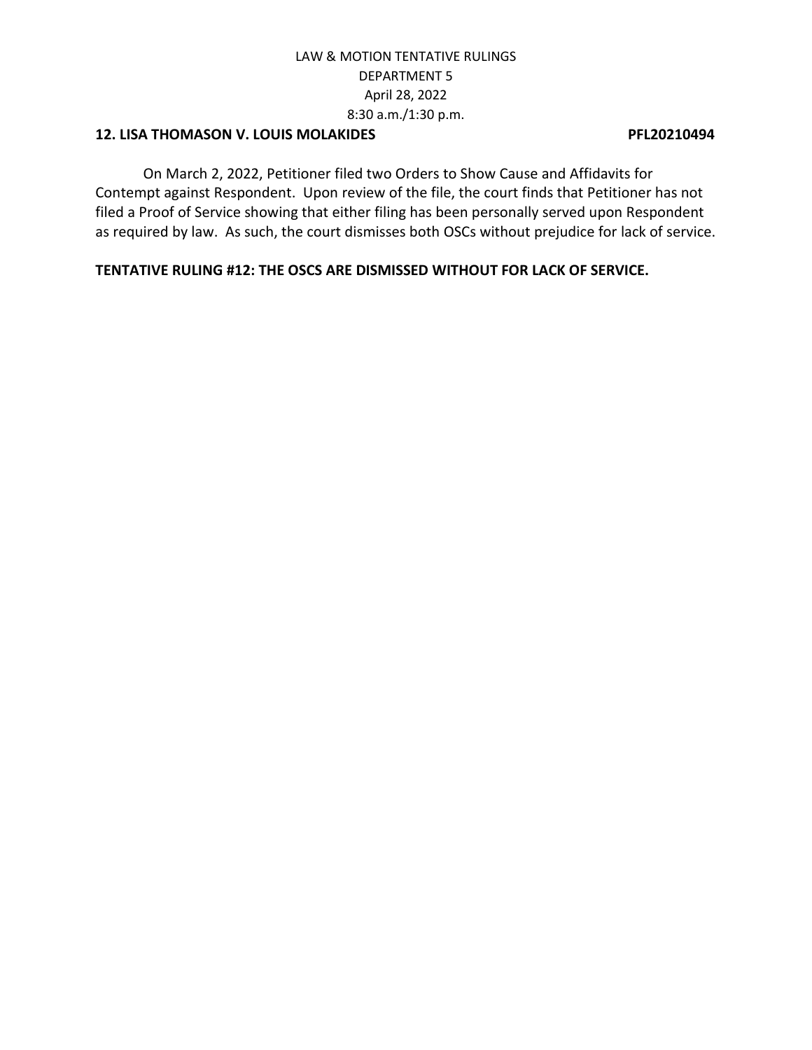LAW & MOTION TENTATIVE RULINGS
DEPARTMENT 5
April 28, 2022
8:30 a.m./1:30 p.m.

**12. LISA THOMASON V. LOUIS MOLAKIDES PFL20210494**

On March 2, 2022, Petitioner filed two Orders to Show Cause and Affidavits for Contempt against Respondent. Upon review of the file, the court finds that Petitioner has not filed a Proof of Service showing that either filing has been personally served upon Respondent as required by law. As such, the court dismisses both OSCs without prejudice for lack of service.

**TENTATIVE RULING #12: THE OSCS ARE DISMISSED WITHOUT FOR LACK OF SERVICE.**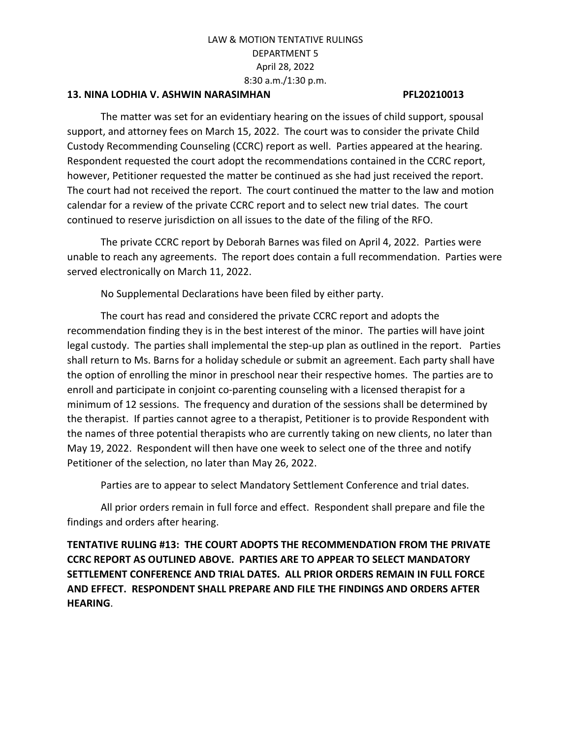LAW & MOTION TENTATIVE RULINGS
DEPARTMENT 5
April 28, 2022
8:30 a.m./1:30 p.m.

**13. NINA LODHIA V. ASHWIN NARASIMHAN PFL20210013**

The matter was set for an evidentiary hearing on the issues of child support, spousal support, and attorney fees on March 15, 2022. The court was to consider the private Child Custody Recommending Counseling (CCRC) report as well. Parties appeared at the hearing. Respondent requested the court adopt the recommendations contained in the CCRC report, however, Petitioner requested the matter be continued as she had just received the report. The court had not received the report. The court continued the matter to the law and motion calendar for a review of the private CCRC report and to select new trial dates. The court continued to reserve jurisdiction on all issues to the date of the filing of the RFO.

The private CCRC report by Deborah Barnes was filed on April 4, 2022. Parties were unable to reach any agreements. The report does contain a full recommendation. Parties were served electronically on March 11, 2022.

No Supplemental Declarations have been filed by either party.

The court has read and considered the private CCRC report and adopts the recommendation finding they is in the best interest of the minor. The parties will have joint legal custody. The parties shall implemental the step-up plan as outlined in the report. Parties shall return to Ms. Barns for a holiday schedule or submit an agreement. Each party shall have the option of enrolling the minor in preschool near their respective homes. The parties are to enroll and participate in conjoint co-parenting counseling with a licensed therapist for a minimum of 12 sessions. The frequency and duration of the sessions shall be determined by the therapist. If parties cannot agree to a therapist, Petitioner is to provide Respondent with the names of three potential therapists who are currently taking on new clients, no later than May 19, 2022. Respondent will then have one week to select one of the three and notify Petitioner of the selection, no later than May 26, 2022.

Parties are to appear to select Mandatory Settlement Conference and trial dates.

All prior orders remain in full force and effect. Respondent shall prepare and file the findings and orders after hearing.

**TENTATIVE RULING #13: THE COURT ADOPTS THE RECOMMENDATION FROM THE PRIVATE CCRC REPORT AS OUTLINED ABOVE. PARTIES ARE TO APPEAR TO SELECT MANDATORY SETTLEMENT CONFERENCE AND TRIAL DATES. ALL PRIOR ORDERS REMAIN IN FULL FORCE AND EFFECT. RESPONDENT SHALL PREPARE AND FILE THE FINDINGS AND ORDERS AFTER HEARING**.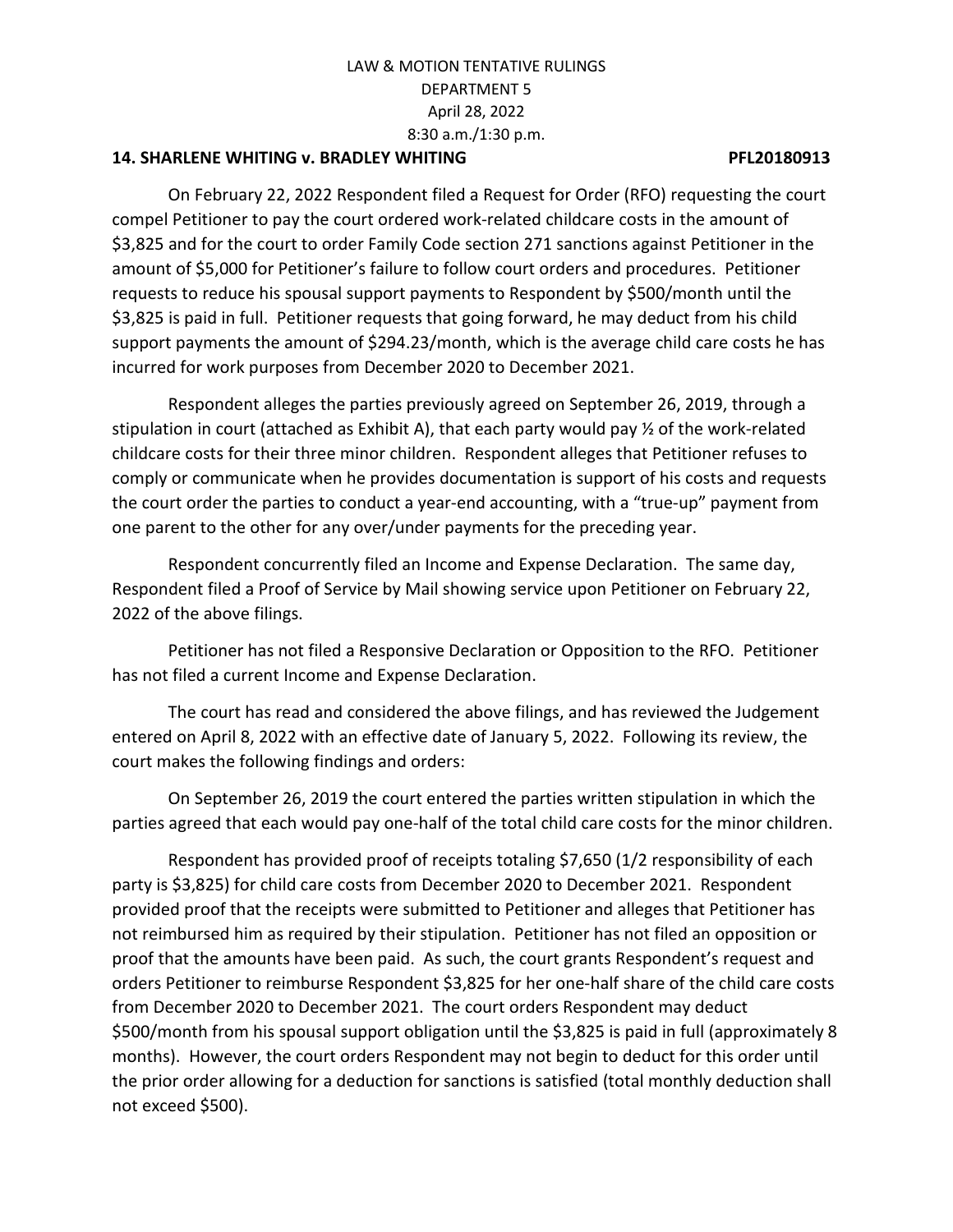LAW & MOTION TENTATIVE RULINGS
DEPARTMENT 5
April 28, 2022
8:30 a.m./1:30 p.m.

**14. SHARLENE WHITING v. BRADLEY WHITING PFL20180913**

On February 22, 2022 Respondent filed a Request for Order (RFO) requesting the court compel Petitioner to pay the court ordered work-related childcare costs in the amount of $3,825 and for the court to order Family Code section 271 sanctions against Petitioner in the amount of $5,000 for Petitioner's failure to follow court orders and procedures. Petitioner requests to reduce his spousal support payments to Respondent by $500/month until the $3,825 is paid in full. Petitioner requests that going forward, he may deduct from his child support payments the amount of $294.23/month, which is the average child care costs he has incurred for work purposes from December 2020 to December 2021.

Respondent alleges the parties previously agreed on September 26, 2019, through a stipulation in court (attached as Exhibit A), that each party would pay ½ of the work-related childcare costs for their three minor children. Respondent alleges that Petitioner refuses to comply or communicate when he provides documentation is support of his costs and requests the court order the parties to conduct a year-end accounting, with a "true-up" payment from one parent to the other for any over/under payments for the preceding year.

Respondent concurrently filed an Income and Expense Declaration. The same day, Respondent filed a Proof of Service by Mail showing service upon Petitioner on February 22, 2022 of the above filings.

Petitioner has not filed a Responsive Declaration or Opposition to the RFO. Petitioner has not filed a current Income and Expense Declaration.

The court has read and considered the above filings, and has reviewed the Judgement entered on April 8, 2022 with an effective date of January 5, 2022. Following its review, the court makes the following findings and orders:

On September 26, 2019 the court entered the parties written stipulation in which the parties agreed that each would pay one-half of the total child care costs for the minor children.

Respondent has provided proof of receipts totaling $7,650 (1/2 responsibility of each party is $3,825) for child care costs from December 2020 to December 2021. Respondent provided proof that the receipts were submitted to Petitioner and alleges that Petitioner has not reimbursed him as required by their stipulation. Petitioner has not filed an opposition or proof that the amounts have been paid. As such, the court grants Respondent's request and orders Petitioner to reimburse Respondent $3,825 for her one-half share of the child care costs from December 2020 to December 2021. The court orders Respondent may deduct $500/month from his spousal support obligation until the $3,825 is paid in full (approximately 8 months). However, the court orders Respondent may not begin to deduct for this order until the prior order allowing for a deduction for sanctions is satisfied (total monthly deduction shall not exceed $500).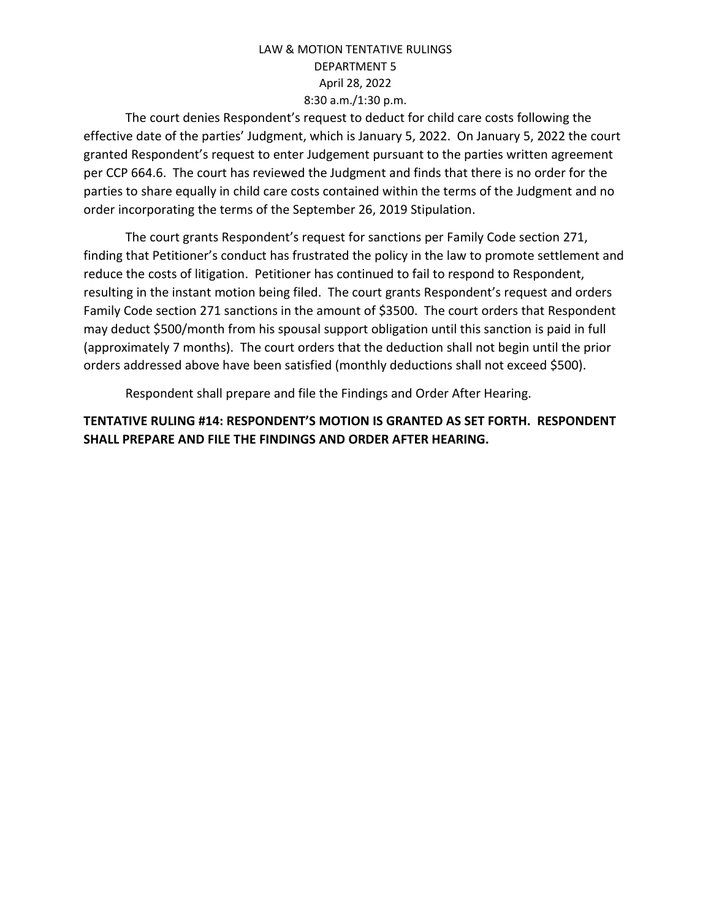The court denies Respondent's request to deduct for child care costs following the effective date of the parties' Judgment, which is January 5, 2022. On January 5, 2022 the court granted Respondent's request to enter Judgement pursuant to the parties written agreement per CCP 664.6. The court has reviewed the Judgment and finds that there is no order for the parties to share equally in child care costs contained within the terms of the Judgment and no order incorporating the terms of the September 26, 2019 Stipulation.

The court grants Respondent's request for sanctions per Family Code section 271, finding that Petitioner's conduct has frustrated the policy in the law to promote settlement and reduce the costs of litigation. Petitioner has continued to fail to respond to Respondent, resulting in the instant motion being filed. The court grants Respondent's request and orders Family Code section 271 sanctions in the amount of $3500. The court orders that Respondent may deduct $500/month from his spousal support obligation until this sanction is paid in full (approximately 7 months). The court orders that the deduction shall not begin until the prior orders addressed above have been satisfied (monthly deductions shall not exceed $500).

Respondent shall prepare and file the Findings and Order After Hearing.

**TENTATIVE RULING #14: RESPONDENT'S MOTION IS GRANTED AS SET FORTH. RESPONDENT SHALL PREPARE AND FILE THE FINDINGS AND ORDER AFTER HEARING.**